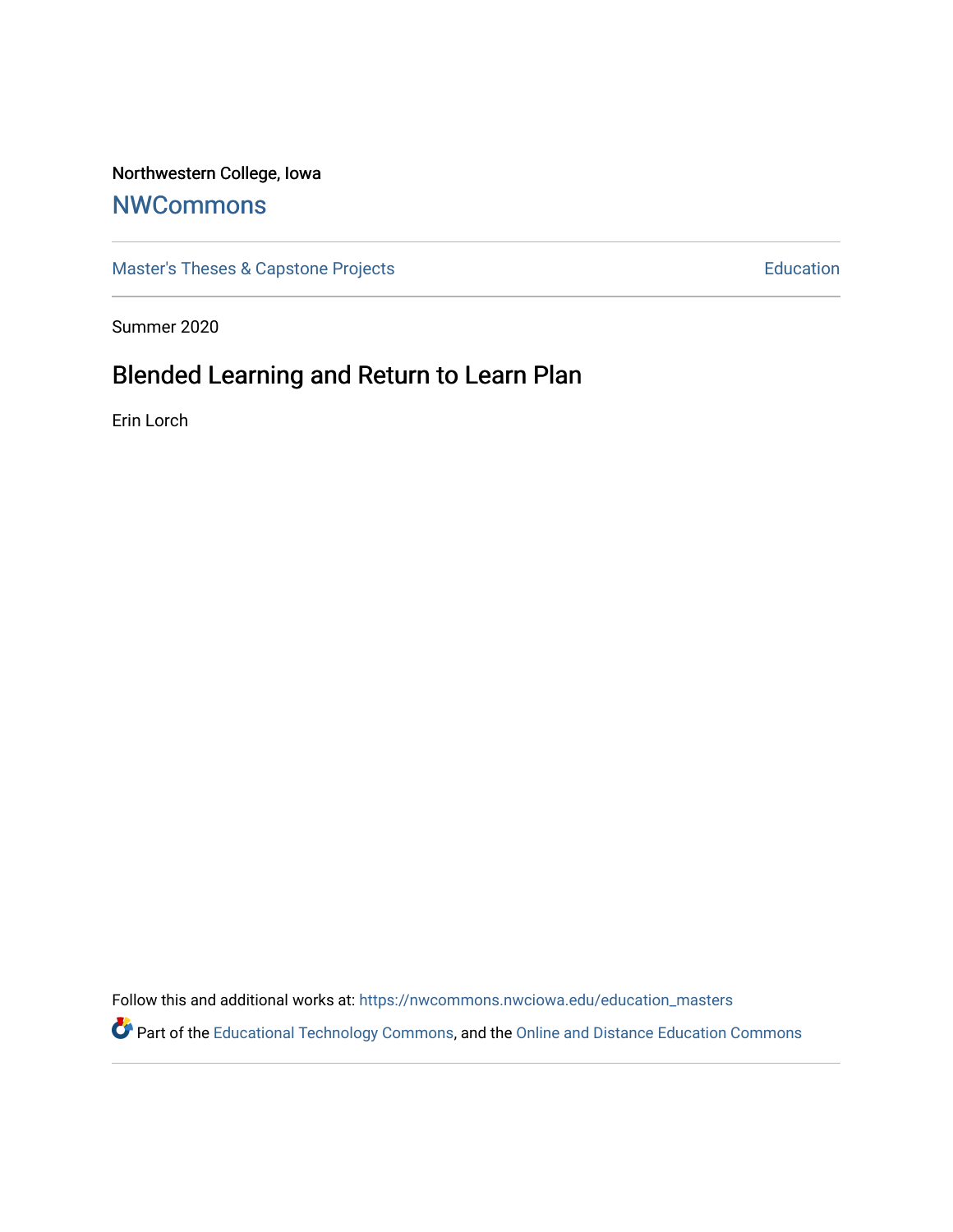Northwestern College, Iowa

## NWCommons

Master's Theses & Capstone Projects | Education

Summer 2020

# Blended Learning and Return to Learn Plan

Erin Lorch

Follow this and additional works at: https://nwcommons.nwciowa.edu/education_masters

Part of the Educational Technology Commons, and the Online and Distance Education Commons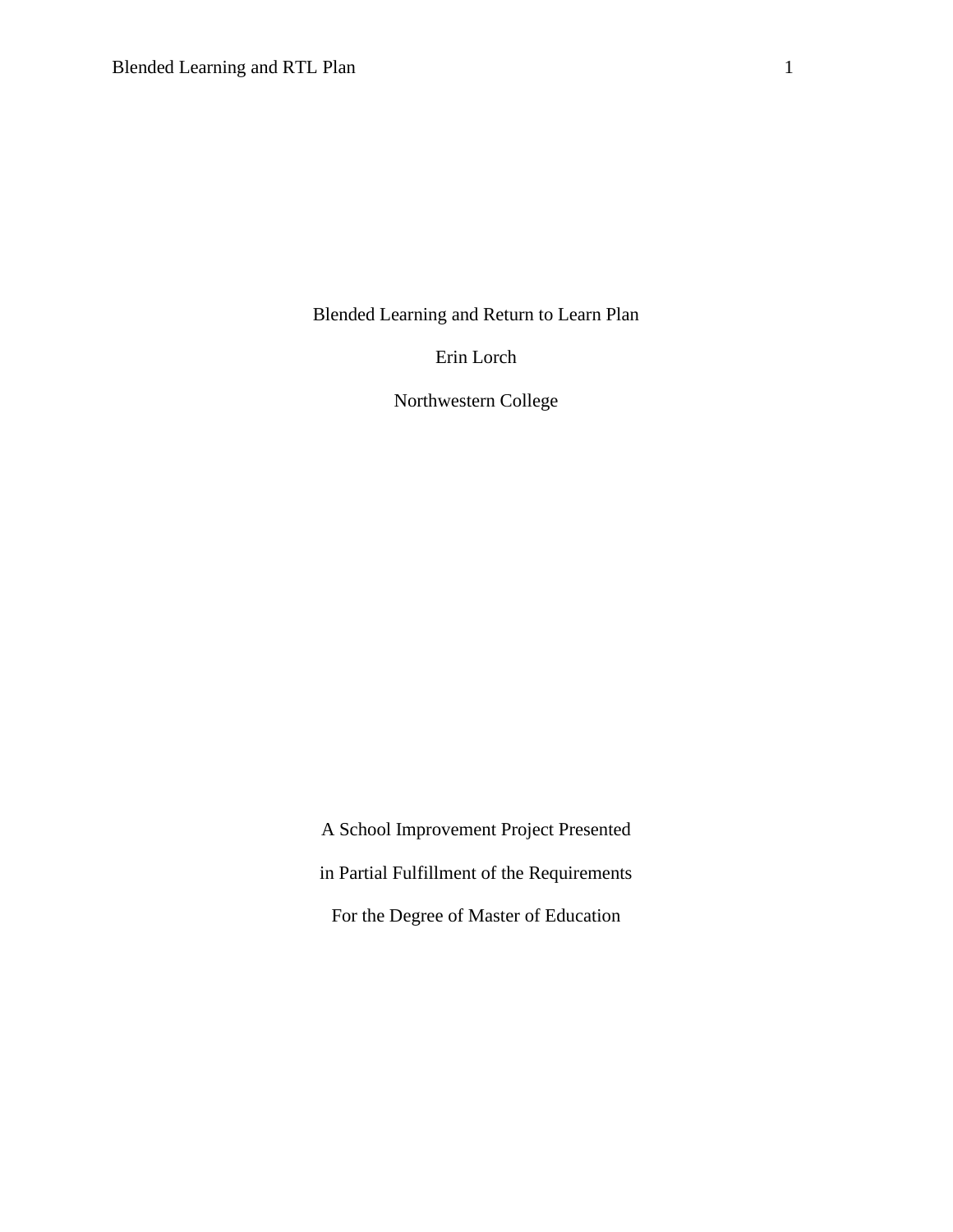Blended Learning and Return to Learn Plan

Erin Lorch

Northwestern College

A School Improvement Project Presented

in Partial Fulfillment of the Requirements

For the Degree of Master of Education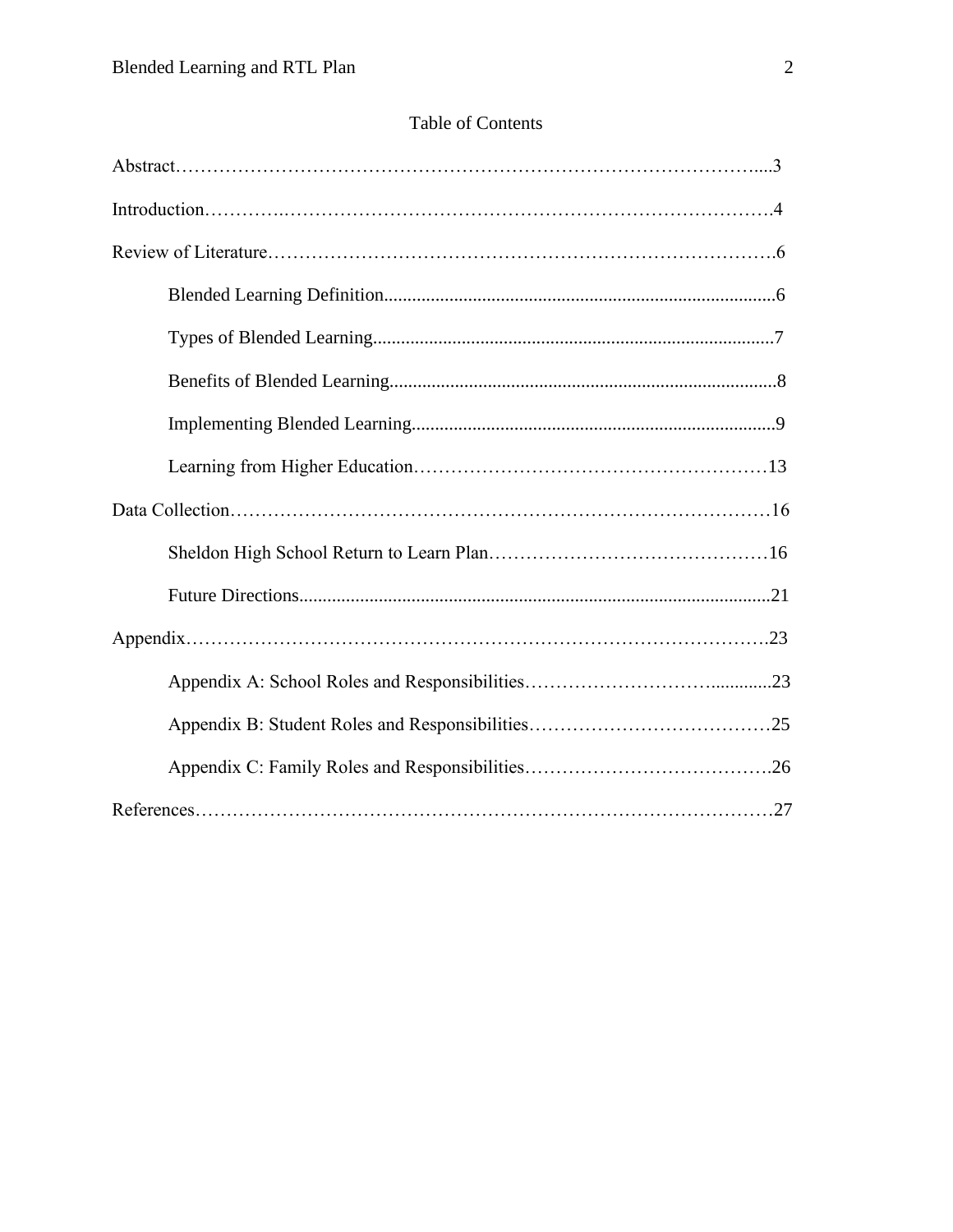# Table of Contents

Abstract……………………………………………………………………………………....3

Introduction…………..…………………………………………………………………….4

Review of Literature……………………………………………………………………….6

- Blended Learning Definition.......................................................................................6
- Types of Blended Learning.........................................................................................7
- Benefits of Blended Learning......................................................................................8
- Implementing Blended Learning..................................................................................9
- Learning from Higher Education…………………………………………………13

Data Collection……………………………………………………………………………16

- Sheldon High School Return to Learn Plan………………………………………16
- Future Directions.........................................................................................................21

Appendix………………………………………………………………………………….23

- Appendix A: School Roles and Responsibilities………………………….............23
- Appendix B: Student Roles and Responsibilities…………………………………25
- Appendix C: Family Roles and Responsibilities………………………………….26

References…………………………………………………………………………………27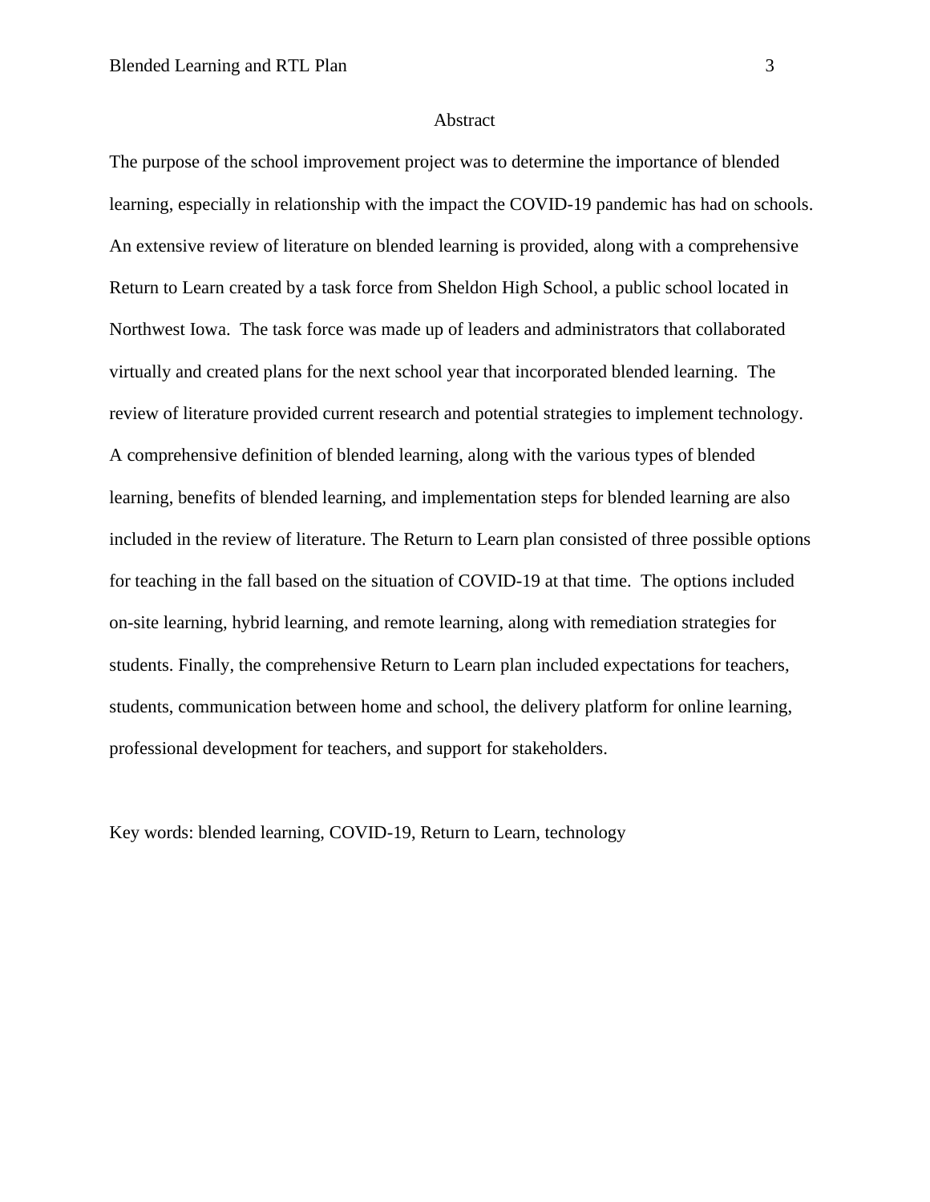## Abstract

The purpose of the school improvement project was to determine the importance of blended learning, especially in relationship with the impact the COVID-19 pandemic has had on schools. An extensive review of literature on blended learning is provided, along with a comprehensive Return to Learn created by a task force from Sheldon High School, a public school located in Northwest Iowa. The task force was made up of leaders and administrators that collaborated virtually and created plans for the next school year that incorporated blended learning. The review of literature provided current research and potential strategies to implement technology. A comprehensive definition of blended learning, along with the various types of blended learning, benefits of blended learning, and implementation steps for blended learning are also included in the review of literature. The Return to Learn plan consisted of three possible options for teaching in the fall based on the situation of COVID-19 at that time. The options included on-site learning, hybrid learning, and remote learning, along with remediation strategies for students. Finally, the comprehensive Return to Learn plan included expectations for teachers, students, communication between home and school, the delivery platform for online learning, professional development for teachers, and support for stakeholders.

Key words: blended learning, COVID-19, Return to Learn, technology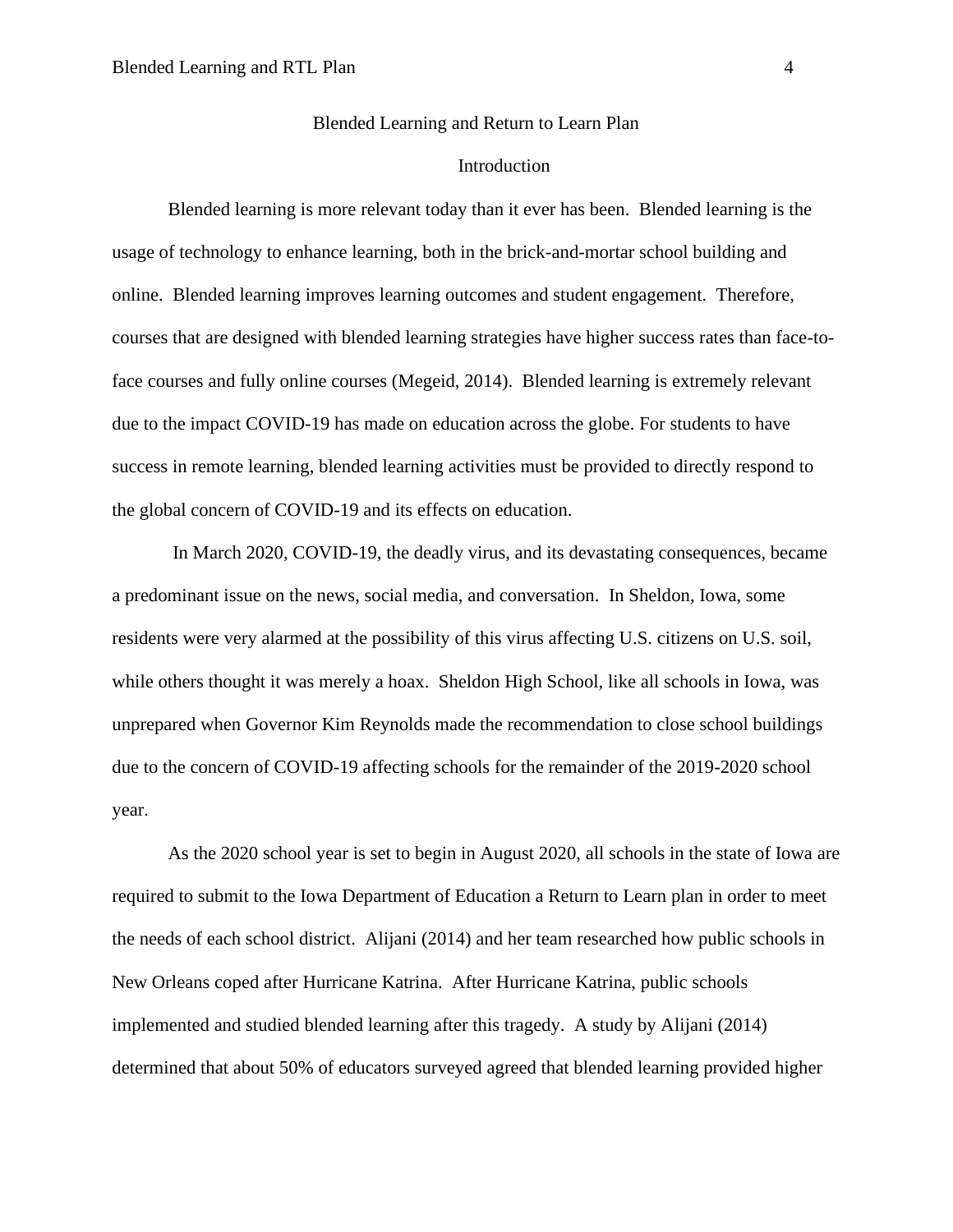# Blended Learning and Return to Learn Plan

## Introduction

Blended learning is more relevant today than it ever has been. Blended learning is the usage of technology to enhance learning, both in the brick-and-mortar school building and online. Blended learning improves learning outcomes and student engagement. Therefore, courses that are designed with blended learning strategies have higher success rates than face-to-face courses and fully online courses (Megeid, 2014). Blended learning is extremely relevant due to the impact COVID-19 has made on education across the globe. For students to have success in remote learning, blended learning activities must be provided to directly respond to the global concern of COVID-19 and its effects on education.

In March 2020, COVID-19, the deadly virus, and its devastating consequences, became a predominant issue on the news, social media, and conversation. In Sheldon, Iowa, some residents were very alarmed at the possibility of this virus affecting U.S. citizens on U.S. soil, while others thought it was merely a hoax. Sheldon High School, like all schools in Iowa, was unprepared when Governor Kim Reynolds made the recommendation to close school buildings due to the concern of COVID-19 affecting schools for the remainder of the 2019-2020 school year.

As the 2020 school year is set to begin in August 2020, all schools in the state of Iowa are required to submit to the Iowa Department of Education a Return to Learn plan in order to meet the needs of each school district. Alijani (2014) and her team researched how public schools in New Orleans coped after Hurricane Katrina. After Hurricane Katrina, public schools implemented and studied blended learning after this tragedy. A study by Alijani (2014) determined that about 50% of educators surveyed agreed that blended learning provided higher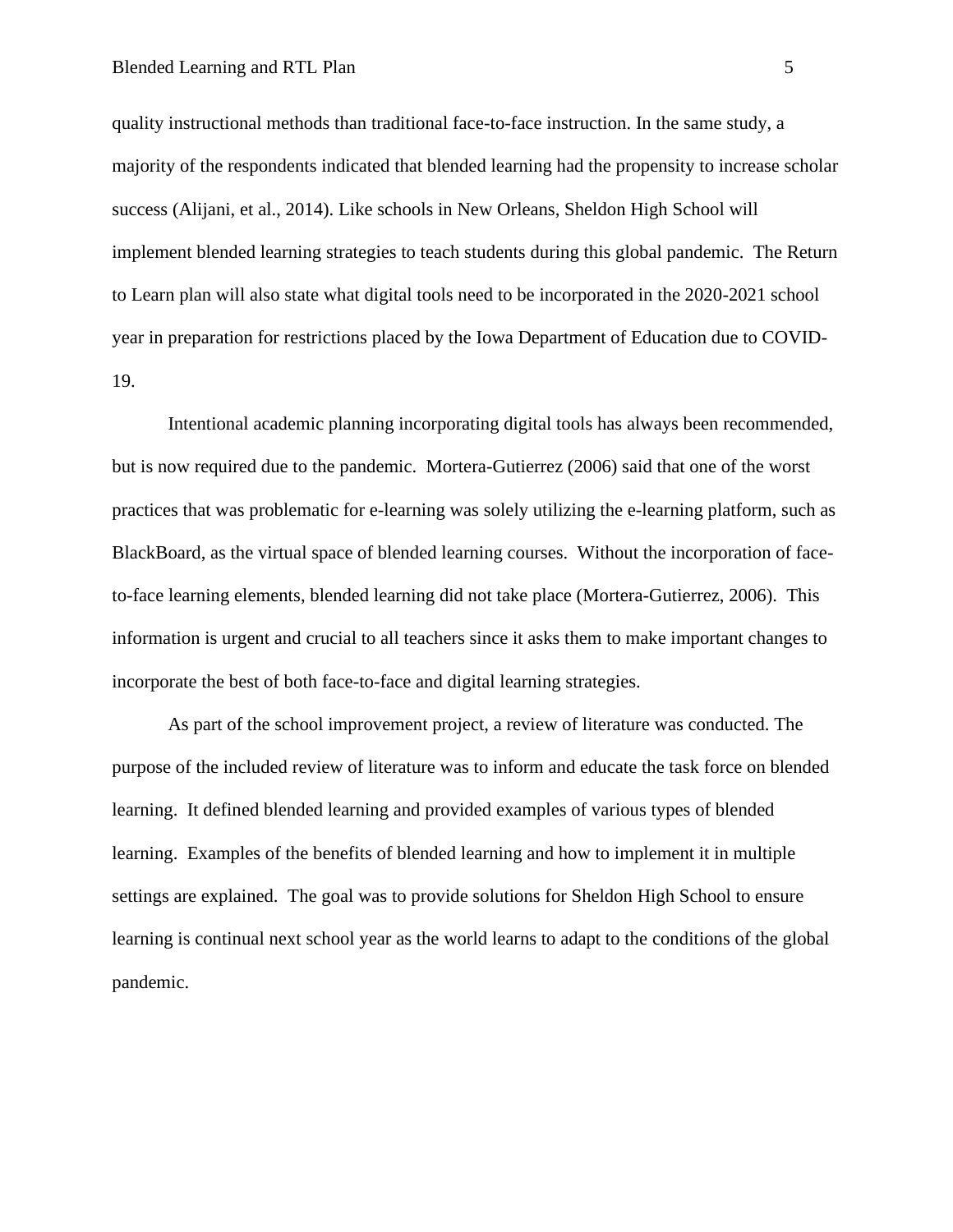quality instructional methods than traditional face-to-face instruction. In the same study, a majority of the respondents indicated that blended learning had the propensity to increase scholar success (Alijani, et al., 2014). Like schools in New Orleans, Sheldon High School will implement blended learning strategies to teach students during this global pandemic. The Return to Learn plan will also state what digital tools need to be incorporated in the 2020-2021 school year in preparation for restrictions placed by the Iowa Department of Education due to COVID-19.

Intentional academic planning incorporating digital tools has always been recommended, but is now required due to the pandemic. Mortera-Gutierrez (2006) said that one of the worst practices that was problematic for e-learning was solely utilizing the e-learning platform, such as BlackBoard, as the virtual space of blended learning courses. Without the incorporation of face-to-face learning elements, blended learning did not take place (Mortera-Gutierrez, 2006). This information is urgent and crucial to all teachers since it asks them to make important changes to incorporate the best of both face-to-face and digital learning strategies.

As part of the school improvement project, a review of literature was conducted. The purpose of the included review of literature was to inform and educate the task force on blended learning. It defined blended learning and provided examples of various types of blended learning. Examples of the benefits of blended learning and how to implement it in multiple settings are explained. The goal was to provide solutions for Sheldon High School to ensure learning is continual next school year as the world learns to adapt to the conditions of the global pandemic.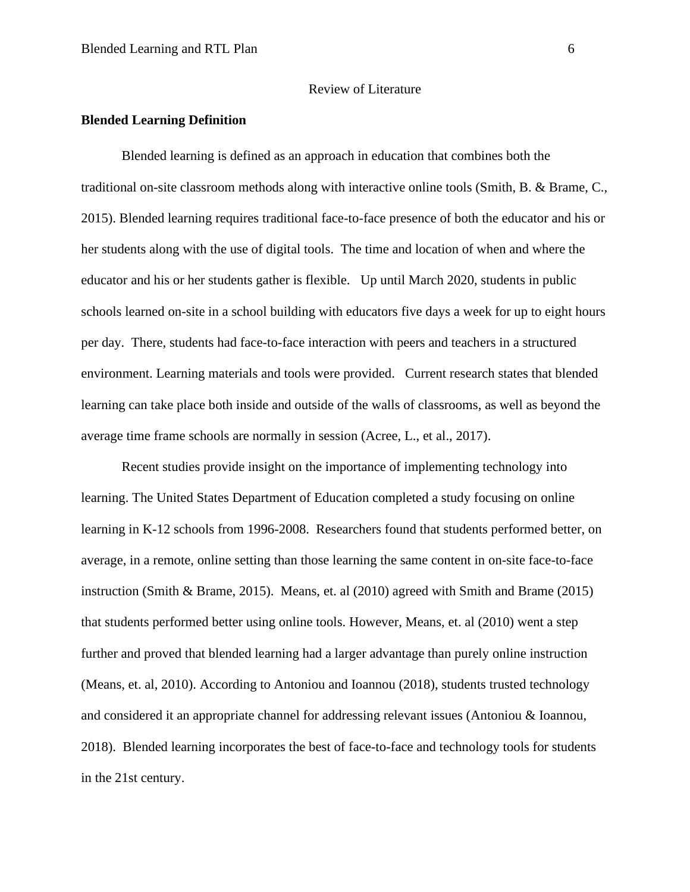# Review of Literature

## Blended Learning Definition

Blended learning is defined as an approach in education that combines both the traditional on-site classroom methods along with interactive online tools (Smith, B. & Brame, C., 2015). Blended learning requires traditional face-to-face presence of both the educator and his or her students along with the use of digital tools. The time and location of when and where the educator and his or her students gather is flexible. Up until March 2020, students in public schools learned on-site in a school building with educators five days a week for up to eight hours per day. There, students had face-to-face interaction with peers and teachers in a structured environment. Learning materials and tools were provided. Current research states that blended learning can take place both inside and outside of the walls of classrooms, as well as beyond the average time frame schools are normally in session (Acree, L., et al., 2017).

Recent studies provide insight on the importance of implementing technology into learning. The United States Department of Education completed a study focusing on online learning in K-12 schools from 1996-2008. Researchers found that students performed better, on average, in a remote, online setting than those learning the same content in on-site face-to-face instruction (Smith & Brame, 2015). Means, et. al (2010) agreed with Smith and Brame (2015) that students performed better using online tools. However, Means, et. al (2010) went a step further and proved that blended learning had a larger advantage than purely online instruction (Means, et. al, 2010). According to Antoniou and Ioannou (2018), students trusted technology and considered it an appropriate channel for addressing relevant issues (Antoniou & Ioannou, 2018). Blended learning incorporates the best of face-to-face and technology tools for students in the 21st century.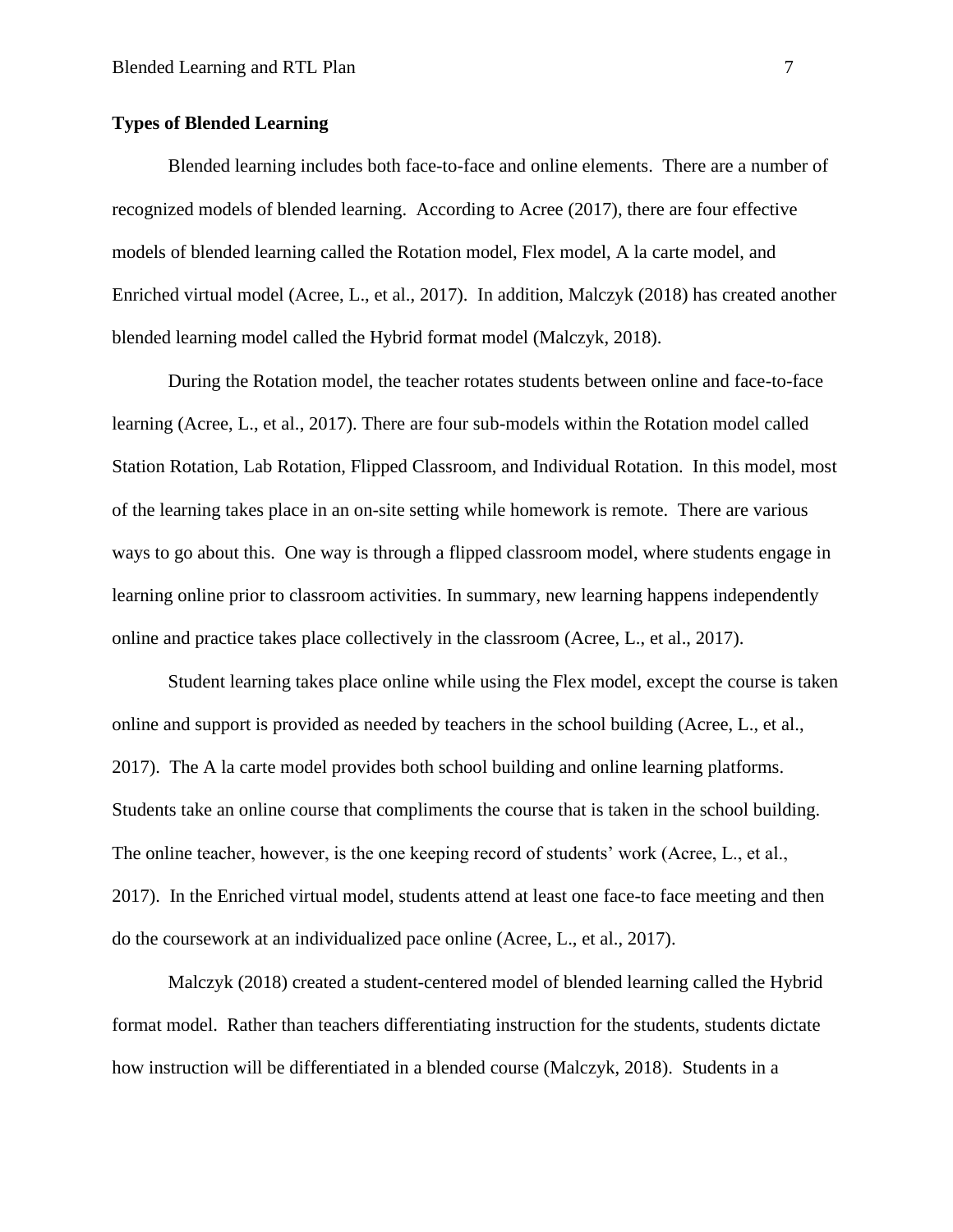**Types of Blended Learning**

Blended learning includes both face-to-face and online elements.  There are a number of recognized models of blended learning.  According to Acree (2017), there are four effective models of blended learning called the Rotation model, Flex model, A la carte model, and Enriched virtual model (Acree, L., et al., 2017).  In addition, Malczyk (2018) has created another blended learning model called the Hybrid format model (Malczyk, 2018).

During the Rotation model, the teacher rotates students between online and face-to-face learning (Acree, L., et al., 2017). There are four sub-models within the Rotation model called Station Rotation, Lab Rotation, Flipped Classroom, and Individual Rotation.  In this model, most of the learning takes place in an on-site setting while homework is remote.  There are various ways to go about this.  One way is through a flipped classroom model, where students engage in learning online prior to classroom activities. In summary, new learning happens independently online and practice takes place collectively in the classroom (Acree, L., et al., 2017).

Student learning takes place online while using the Flex model, except the course is taken online and support is provided as needed by teachers in the school building (Acree, L., et al., 2017).  The A la carte model provides both school building and online learning platforms. Students take an online course that compliments the course that is taken in the school building. The online teacher, however, is the one keeping record of students' work (Acree, L., et al., 2017).  In the Enriched virtual model, students attend at least one face-to face meeting and then do the coursework at an individualized pace online (Acree, L., et al., 2017).

Malczyk (2018) created a student-centered model of blended learning called the Hybrid format model.  Rather than teachers differentiating instruction for the students, students dictate how instruction will be differentiated in a blended course (Malczyk, 2018).  Students in a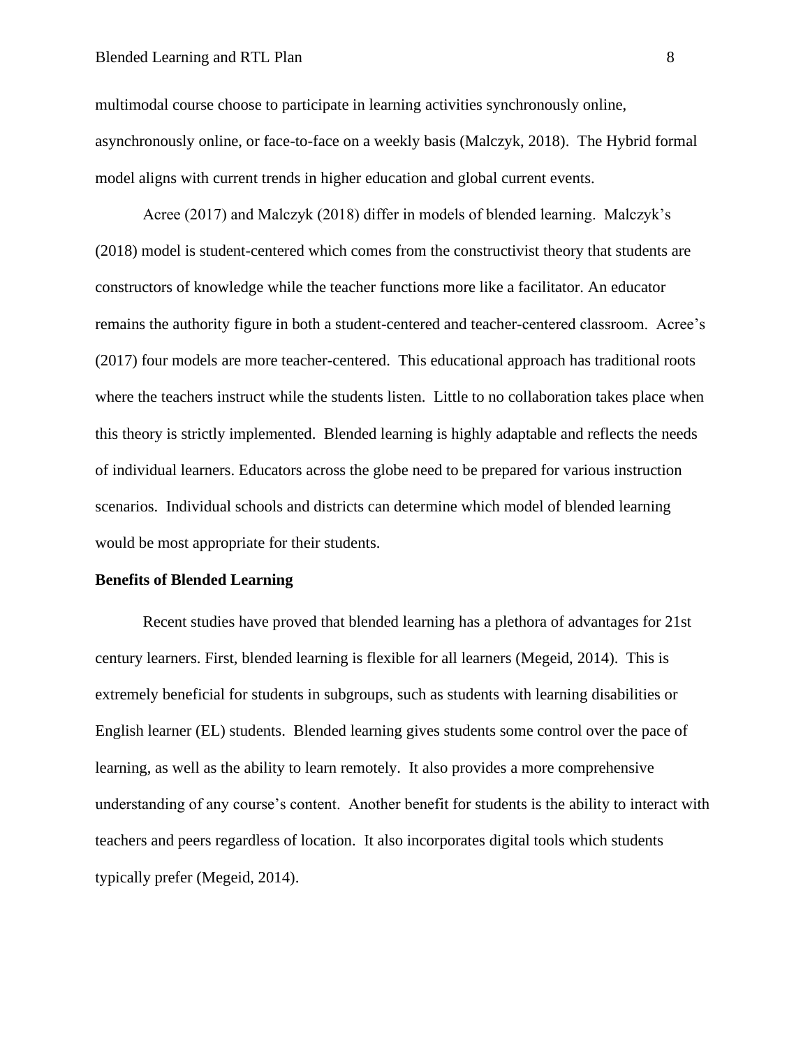multimodal course choose to participate in learning activities synchronously online, asynchronously online, or face-to-face on a weekly basis (Malczyk, 2018). The Hybrid formal model aligns with current trends in higher education and global current events.

Acree (2017) and Malczyk (2018) differ in models of blended learning. Malczyk's (2018) model is student-centered which comes from the constructivist theory that students are constructors of knowledge while the teacher functions more like a facilitator. An educator remains the authority figure in both a student-centered and teacher-centered classroom. Acree's (2017) four models are more teacher-centered. This educational approach has traditional roots where the teachers instruct while the students listen. Little to no collaboration takes place when this theory is strictly implemented. Blended learning is highly adaptable and reflects the needs of individual learners. Educators across the globe need to be prepared for various instruction scenarios. Individual schools and districts can determine which model of blended learning would be most appropriate for their students.

**Benefits of Blended Learning**

Recent studies have proved that blended learning has a plethora of advantages for 21st century learners. First, blended learning is flexible for all learners (Megeid, 2014). This is extremely beneficial for students in subgroups, such as students with learning disabilities or English learner (EL) students. Blended learning gives students some control over the pace of learning, as well as the ability to learn remotely. It also provides a more comprehensive understanding of any course's content. Another benefit for students is the ability to interact with teachers and peers regardless of location. It also incorporates digital tools which students typically prefer (Megeid, 2014).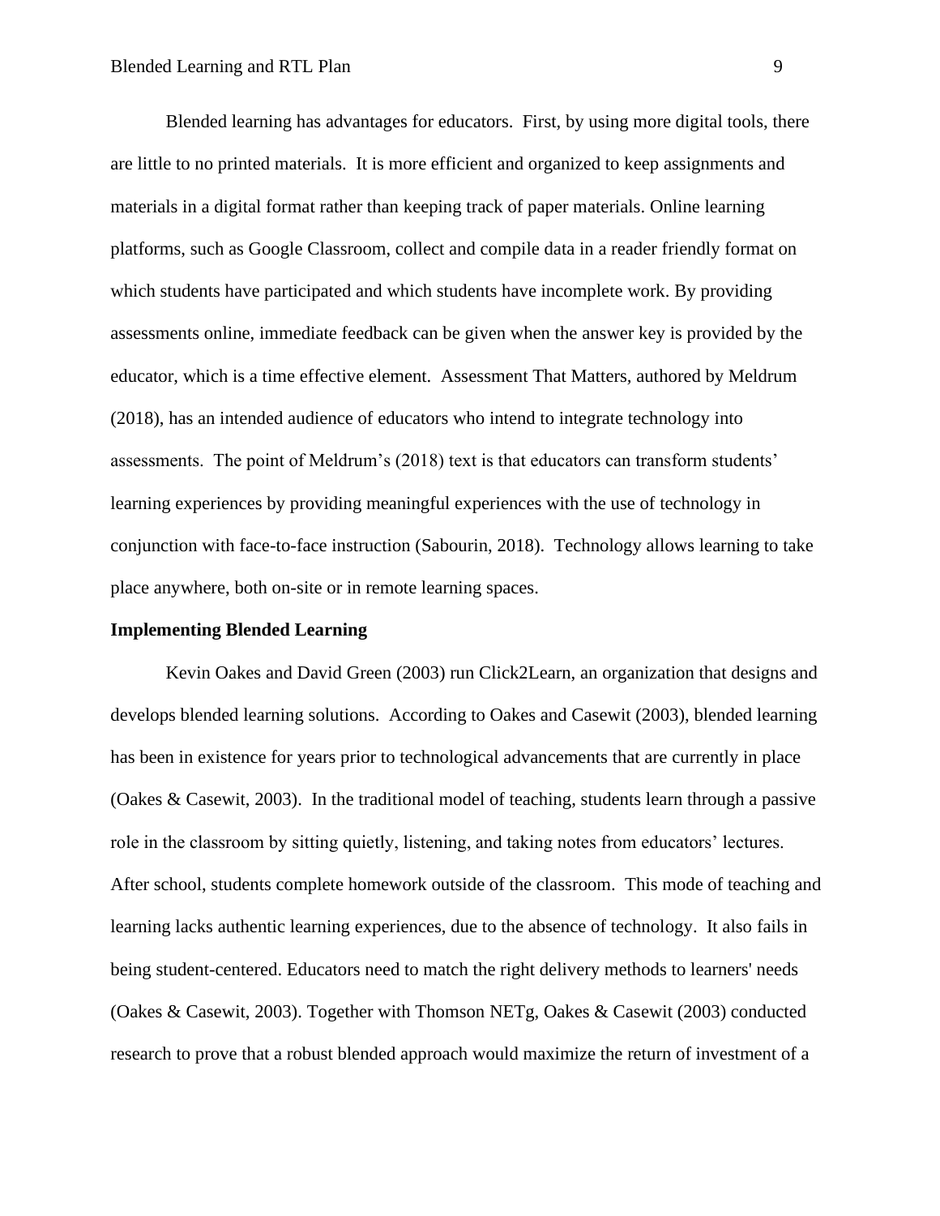Blended learning has advantages for educators. First, by using more digital tools, there are little to no printed materials. It is more efficient and organized to keep assignments and materials in a digital format rather than keeping track of paper materials. Online learning platforms, such as Google Classroom, collect and compile data in a reader friendly format on which students have participated and which students have incomplete work. By providing assessments online, immediate feedback can be given when the answer key is provided by the educator, which is a time effective element. Assessment That Matters, authored by Meldrum (2018), has an intended audience of educators who intend to integrate technology into assessments. The point of Meldrum's (2018) text is that educators can transform students' learning experiences by providing meaningful experiences with the use of technology in conjunction with face-to-face instruction (Sabourin, 2018). Technology allows learning to take place anywhere, both on-site or in remote learning spaces.

**Implementing Blended Learning**

Kevin Oakes and David Green (2003) run Click2Learn, an organization that designs and develops blended learning solutions. According to Oakes and Casewit (2003), blended learning has been in existence for years prior to technological advancements that are currently in place (Oakes & Casewit, 2003). In the traditional model of teaching, students learn through a passive role in the classroom by sitting quietly, listening, and taking notes from educators' lectures. After school, students complete homework outside of the classroom. This mode of teaching and learning lacks authentic learning experiences, due to the absence of technology. It also fails in being student-centered. Educators need to match the right delivery methods to learners' needs (Oakes & Casewit, 2003). Together with Thomson NETg, Oakes & Casewit (2003) conducted research to prove that a robust blended approach would maximize the return of investment of a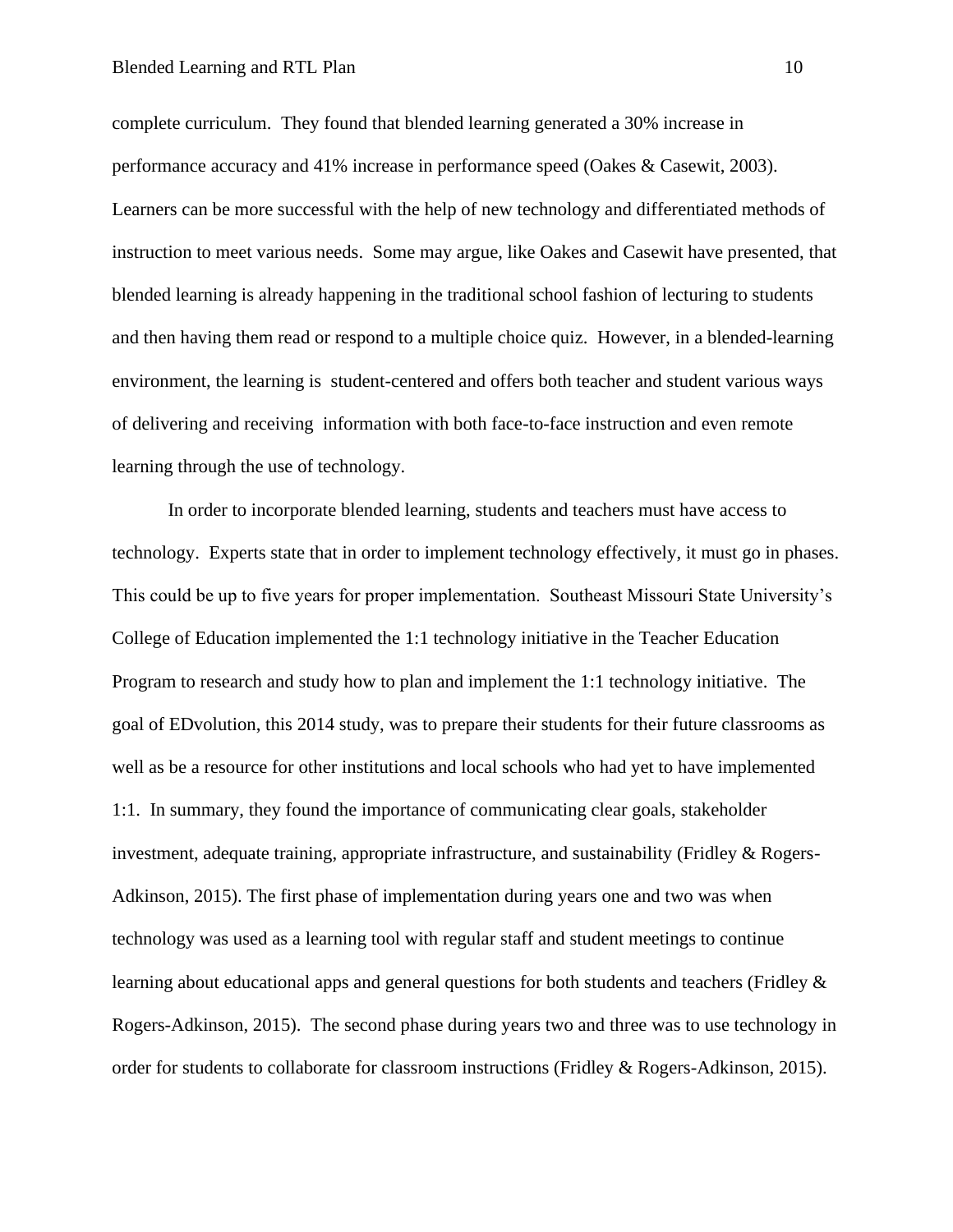complete curriculum. They found that blended learning generated a 30% increase in performance accuracy and 41% increase in performance speed (Oakes & Casewit, 2003). Learners can be more successful with the help of new technology and differentiated methods of instruction to meet various needs. Some may argue, like Oakes and Casewit have presented, that blended learning is already happening in the traditional school fashion of lecturing to students and then having them read or respond to a multiple choice quiz. However, in a blended-learning environment, the learning is student-centered and offers both teacher and student various ways of delivering and receiving information with both face-to-face instruction and even remote learning through the use of technology.

In order to incorporate blended learning, students and teachers must have access to technology. Experts state that in order to implement technology effectively, it must go in phases. This could be up to five years for proper implementation. Southeast Missouri State University's College of Education implemented the 1:1 technology initiative in the Teacher Education Program to research and study how to plan and implement the 1:1 technology initiative. The goal of EDvolution, this 2014 study, was to prepare their students for their future classrooms as well as be a resource for other institutions and local schools who had yet to have implemented 1:1. In summary, they found the importance of communicating clear goals, stakeholder investment, adequate training, appropriate infrastructure, and sustainability (Fridley & Rogers-Adkinson, 2015). The first phase of implementation during years one and two was when technology was used as a learning tool with regular staff and student meetings to continue learning about educational apps and general questions for both students and teachers (Fridley & Rogers-Adkinson, 2015). The second phase during years two and three was to use technology in order for students to collaborate for classroom instructions (Fridley & Rogers-Adkinson, 2015).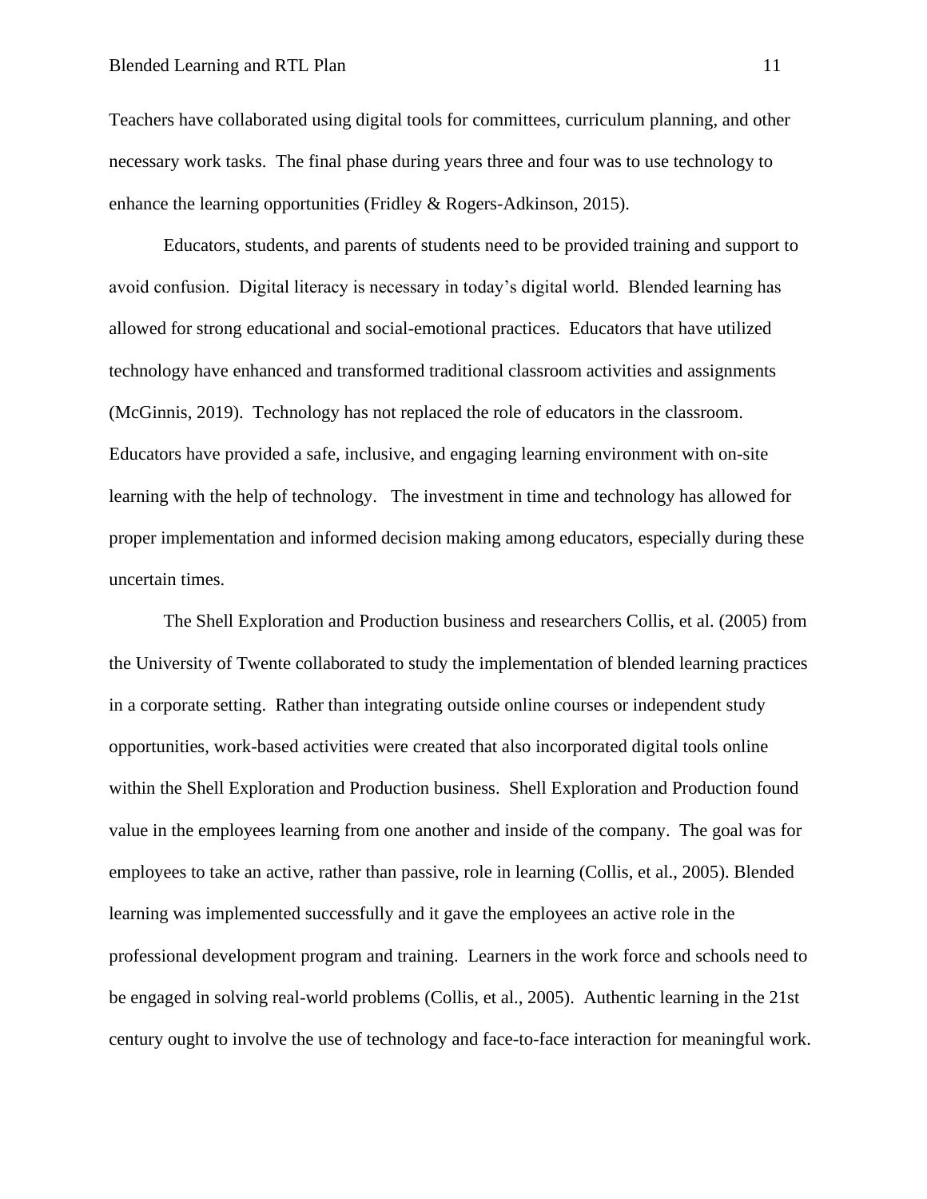Teachers have collaborated using digital tools for committees, curriculum planning, and other necessary work tasks. The final phase during years three and four was to use technology to enhance the learning opportunities (Fridley & Rogers-Adkinson, 2015).

Educators, students, and parents of students need to be provided training and support to avoid confusion. Digital literacy is necessary in today's digital world. Blended learning has allowed for strong educational and social-emotional practices. Educators that have utilized technology have enhanced and transformed traditional classroom activities and assignments (McGinnis, 2019). Technology has not replaced the role of educators in the classroom. Educators have provided a safe, inclusive, and engaging learning environment with on-site learning with the help of technology. The investment in time and technology has allowed for proper implementation and informed decision making among educators, especially during these uncertain times.

The Shell Exploration and Production business and researchers Collis, et al. (2005) from the University of Twente collaborated to study the implementation of blended learning practices in a corporate setting. Rather than integrating outside online courses or independent study opportunities, work-based activities were created that also incorporated digital tools online within the Shell Exploration and Production business. Shell Exploration and Production found value in the employees learning from one another and inside of the company. The goal was for employees to take an active, rather than passive, role in learning (Collis, et al., 2005). Blended learning was implemented successfully and it gave the employees an active role in the professional development program and training. Learners in the work force and schools need to be engaged in solving real-world problems (Collis, et al., 2005). Authentic learning in the 21st century ought to involve the use of technology and face-to-face interaction for meaningful work.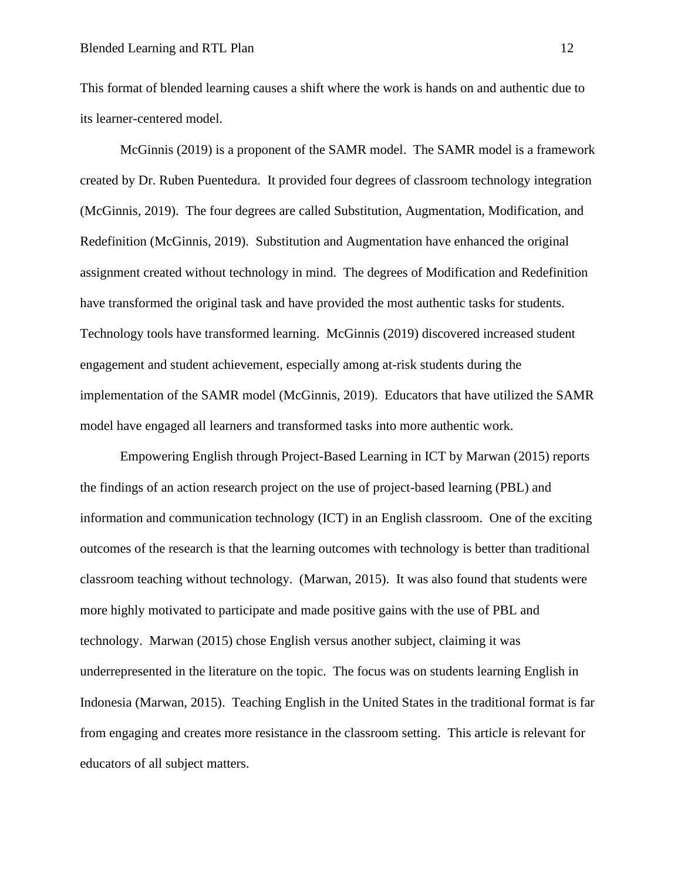This format of blended learning causes a shift where the work is hands on and authentic due to its learner-centered model.

McGinnis (2019) is a proponent of the SAMR model. The SAMR model is a framework created by Dr. Ruben Puentedura. It provided four degrees of classroom technology integration (McGinnis, 2019). The four degrees are called Substitution, Augmentation, Modification, and Redefinition (McGinnis, 2019). Substitution and Augmentation have enhanced the original assignment created without technology in mind. The degrees of Modification and Redefinition have transformed the original task and have provided the most authentic tasks for students. Technology tools have transformed learning. McGinnis (2019) discovered increased student engagement and student achievement, especially among at-risk students during the implementation of the SAMR model (McGinnis, 2019). Educators that have utilized the SAMR model have engaged all learners and transformed tasks into more authentic work.

Empowering English through Project-Based Learning in ICT by Marwan (2015) reports the findings of an action research project on the use of project-based learning (PBL) and information and communication technology (ICT) in an English classroom. One of the exciting outcomes of the research is that the learning outcomes with technology is better than traditional classroom teaching without technology. (Marwan, 2015). It was also found that students were more highly motivated to participate and made positive gains with the use of PBL and technology. Marwan (2015) chose English versus another subject, claiming it was underrepresented in the literature on the topic. The focus was on students learning English in Indonesia (Marwan, 2015). Teaching English in the United States in the traditional format is far from engaging and creates more resistance in the classroom setting. This article is relevant for educators of all subject matters.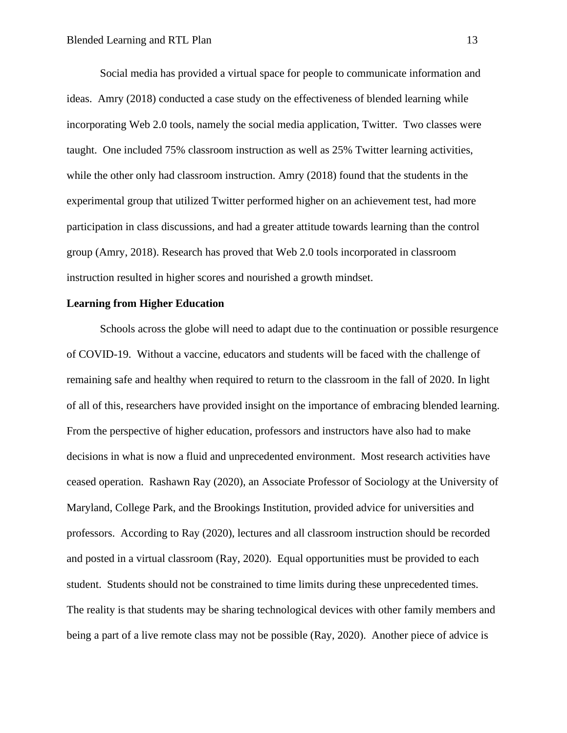Social media has provided a virtual space for people to communicate information and ideas. Amry (2018) conducted a case study on the effectiveness of blended learning while incorporating Web 2.0 tools, namely the social media application, Twitter. Two classes were taught. One included 75% classroom instruction as well as 25% Twitter learning activities, while the other only had classroom instruction. Amry (2018) found that the students in the experimental group that utilized Twitter performed higher on an achievement test, had more participation in class discussions, and had a greater attitude towards learning than the control group (Amry, 2018). Research has proved that Web 2.0 tools incorporated in classroom instruction resulted in higher scores and nourished a growth mindset.

**Learning from Higher Education**

Schools across the globe will need to adapt due to the continuation or possible resurgence of COVID-19. Without a vaccine, educators and students will be faced with the challenge of remaining safe and healthy when required to return to the classroom in the fall of 2020. In light of all of this, researchers have provided insight on the importance of embracing blended learning. From the perspective of higher education, professors and instructors have also had to make decisions in what is now a fluid and unprecedented environment. Most research activities have ceased operation. Rashawn Ray (2020), an Associate Professor of Sociology at the University of Maryland, College Park, and the Brookings Institution, provided advice for universities and professors. According to Ray (2020), lectures and all classroom instruction should be recorded and posted in a virtual classroom (Ray, 2020). Equal opportunities must be provided to each student. Students should not be constrained to time limits during these unprecedented times. The reality is that students may be sharing technological devices with other family members and being a part of a live remote class may not be possible (Ray, 2020). Another piece of advice is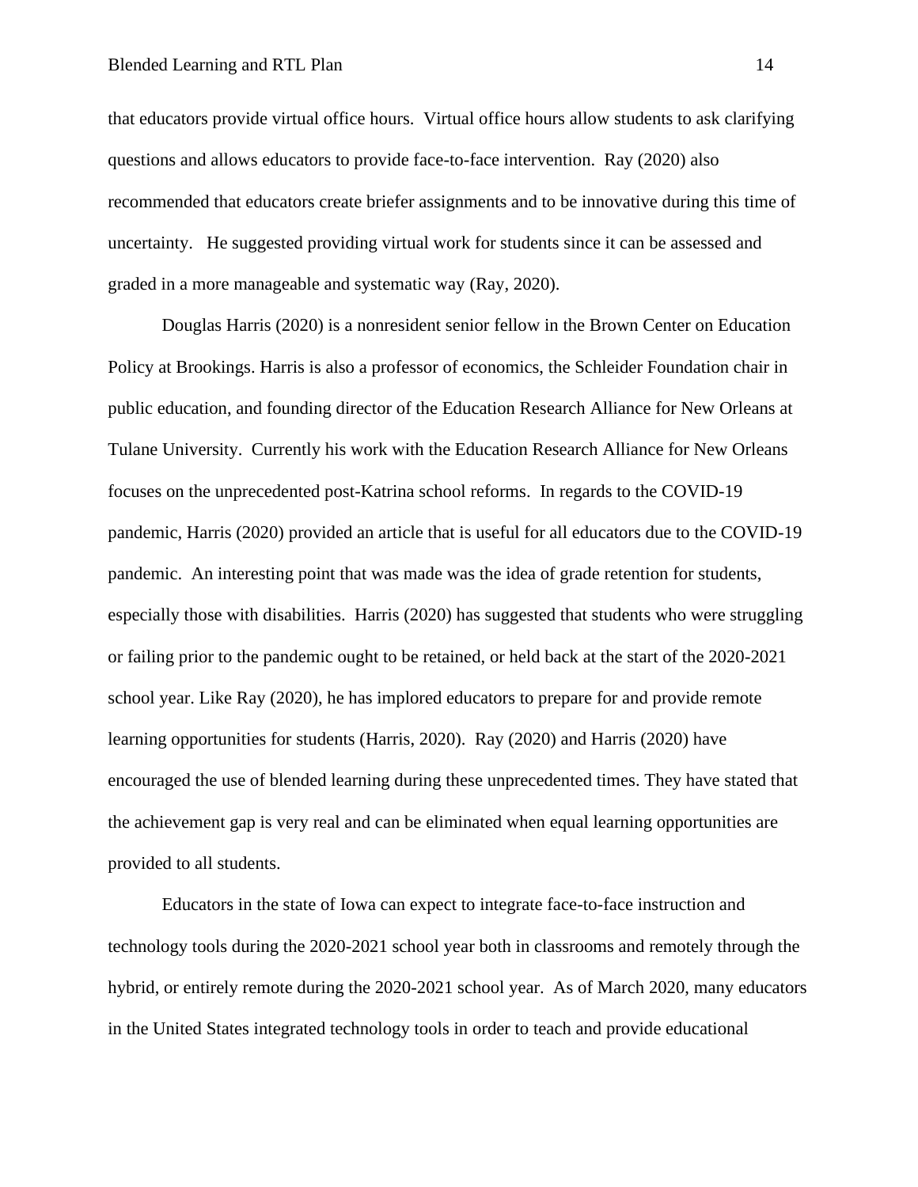that educators provide virtual office hours. Virtual office hours allow students to ask clarifying questions and allows educators to provide face-to-face intervention. Ray (2020) also recommended that educators create briefer assignments and to be innovative during this time of uncertainty. He suggested providing virtual work for students since it can be assessed and graded in a more manageable and systematic way (Ray, 2020).

Douglas Harris (2020) is a nonresident senior fellow in the Brown Center on Education Policy at Brookings. Harris is also a professor of economics, the Schleider Foundation chair in public education, and founding director of the Education Research Alliance for New Orleans at Tulane University. Currently his work with the Education Research Alliance for New Orleans focuses on the unprecedented post-Katrina school reforms. In regards to the COVID-19 pandemic, Harris (2020) provided an article that is useful for all educators due to the COVID-19 pandemic. An interesting point that was made was the idea of grade retention for students, especially those with disabilities. Harris (2020) has suggested that students who were struggling or failing prior to the pandemic ought to be retained, or held back at the start of the 2020-2021 school year. Like Ray (2020), he has implored educators to prepare for and provide remote learning opportunities for students (Harris, 2020). Ray (2020) and Harris (2020) have encouraged the use of blended learning during these unprecedented times. They have stated that the achievement gap is very real and can be eliminated when equal learning opportunities are provided to all students.

Educators in the state of Iowa can expect to integrate face-to-face instruction and technology tools during the 2020-2021 school year both in classrooms and remotely through the hybrid, or entirely remote during the 2020-2021 school year. As of March 2020, many educators in the United States integrated technology tools in order to teach and provide educational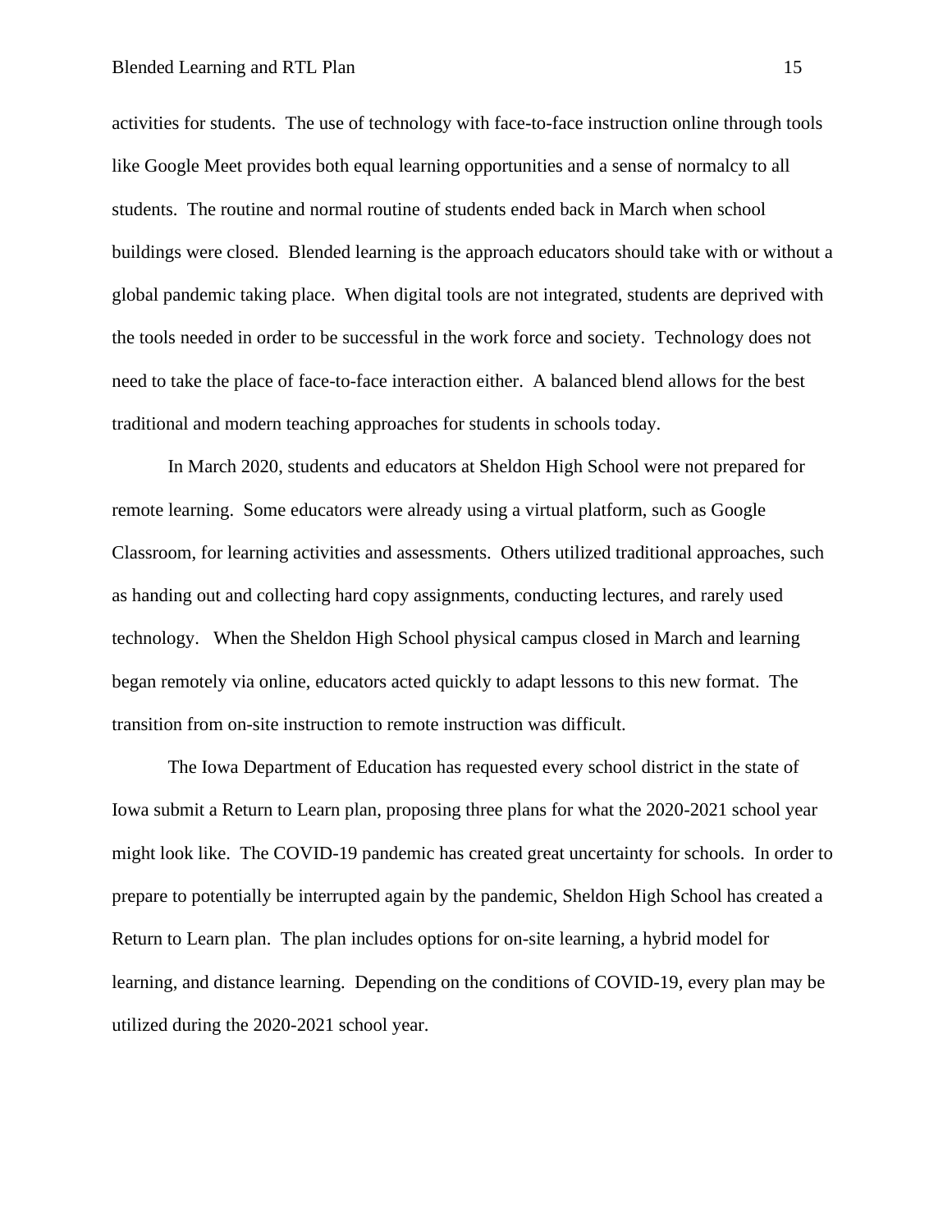activities for students. The use of technology with face-to-face instruction online through tools like Google Meet provides both equal learning opportunities and a sense of normalcy to all students. The routine and normal routine of students ended back in March when school buildings were closed. Blended learning is the approach educators should take with or without a global pandemic taking place. When digital tools are not integrated, students are deprived with the tools needed in order to be successful in the work force and society. Technology does not need to take the place of face-to-face interaction either. A balanced blend allows for the best traditional and modern teaching approaches for students in schools today.

In March 2020, students and educators at Sheldon High School were not prepared for remote learning. Some educators were already using a virtual platform, such as Google Classroom, for learning activities and assessments. Others utilized traditional approaches, such as handing out and collecting hard copy assignments, conducting lectures, and rarely used technology. When the Sheldon High School physical campus closed in March and learning began remotely via online, educators acted quickly to adapt lessons to this new format. The transition from on-site instruction to remote instruction was difficult.

The Iowa Department of Education has requested every school district in the state of Iowa submit a Return to Learn plan, proposing three plans for what the 2020-2021 school year might look like. The COVID-19 pandemic has created great uncertainty for schools. In order to prepare to potentially be interrupted again by the pandemic, Sheldon High School has created a Return to Learn plan. The plan includes options for on-site learning, a hybrid model for learning, and distance learning. Depending on the conditions of COVID-19, every plan may be utilized during the 2020-2021 school year.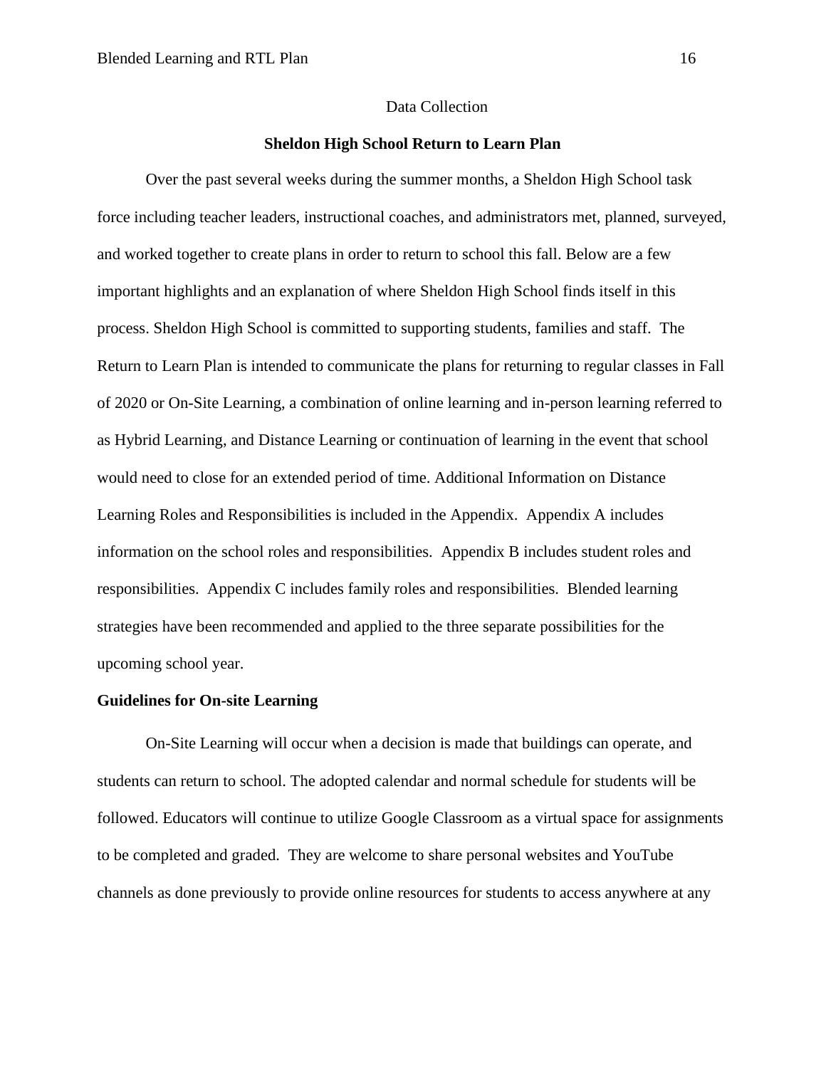Data Collection

## Sheldon High School Return to Learn Plan

Over the past several weeks during the summer months, a Sheldon High School task force including teacher leaders, instructional coaches, and administrators met, planned, surveyed, and worked together to create plans in order to return to school this fall. Below are a few important highlights and an explanation of where Sheldon High School finds itself in this process. Sheldon High School is committed to supporting students, families and staff. The Return to Learn Plan is intended to communicate the plans for returning to regular classes in Fall of 2020 or On-Site Learning, a combination of online learning and in-person learning referred to as Hybrid Learning, and Distance Learning or continuation of learning in the event that school would need to close for an extended period of time. Additional Information on Distance Learning Roles and Responsibilities is included in the Appendix. Appendix A includes information on the school roles and responsibilities. Appendix B includes student roles and responsibilities. Appendix C includes family roles and responsibilities. Blended learning strategies have been recommended and applied to the three separate possibilities for the upcoming school year.

### Guidelines for On-site Learning

On-Site Learning will occur when a decision is made that buildings can operate, and students can return to school. The adopted calendar and normal schedule for students will be followed. Educators will continue to utilize Google Classroom as a virtual space for assignments to be completed and graded. They are welcome to share personal websites and YouTube channels as done previously to provide online resources for students to access anywhere at any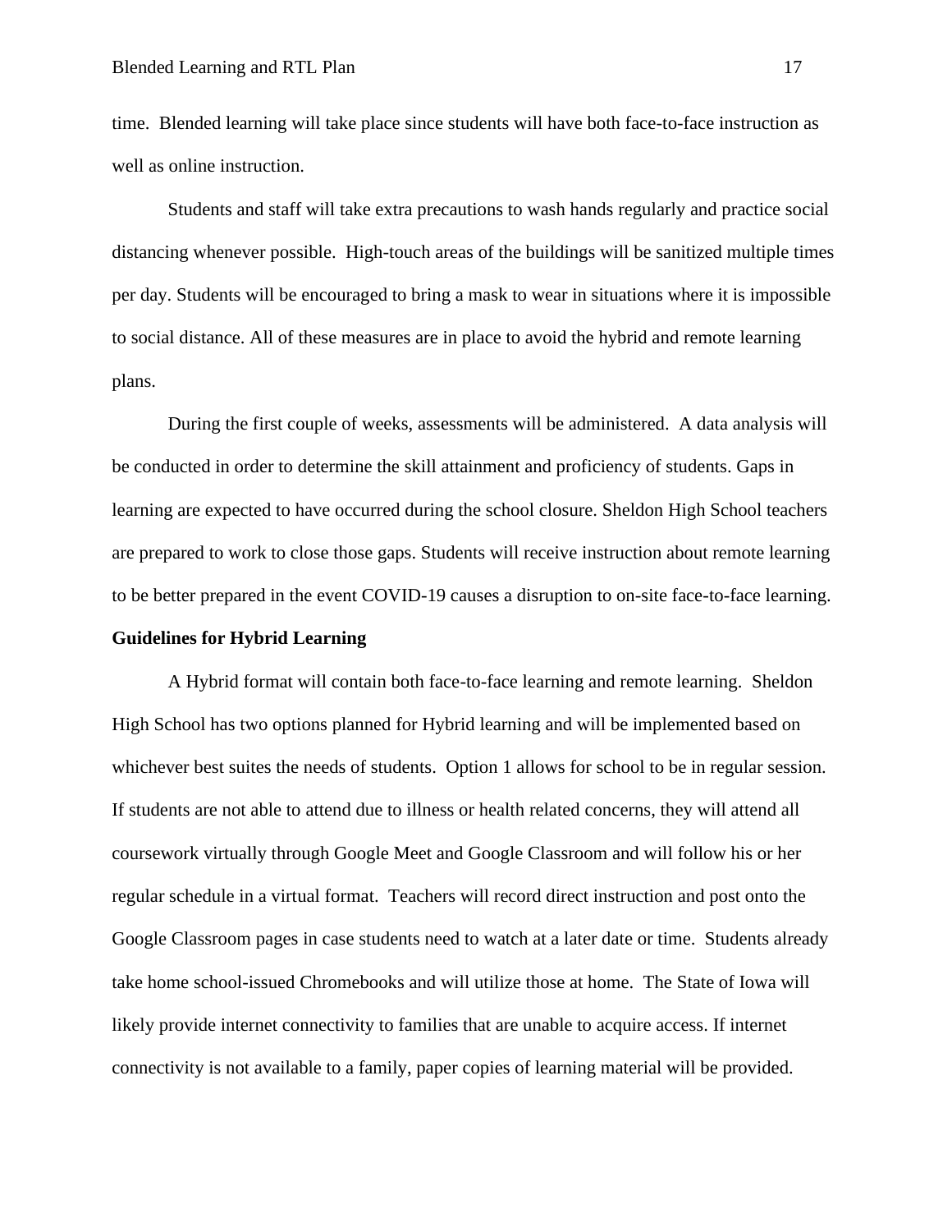time. Blended learning will take place since students will have both face-to-face instruction as well as online instruction.

Students and staff will take extra precautions to wash hands regularly and practice social distancing whenever possible. High-touch areas of the buildings will be sanitized multiple times per day. Students will be encouraged to bring a mask to wear in situations where it is impossible to social distance. All of these measures are in place to avoid the hybrid and remote learning plans.

During the first couple of weeks, assessments will be administered. A data analysis will be conducted in order to determine the skill attainment and proficiency of students. Gaps in learning are expected to have occurred during the school closure. Sheldon High School teachers are prepared to work to close those gaps. Students will receive instruction about remote learning to be better prepared in the event COVID-19 causes a disruption to on-site face-to-face learning.

**Guidelines for Hybrid Learning**

A Hybrid format will contain both face-to-face learning and remote learning. Sheldon High School has two options planned for Hybrid learning and will be implemented based on whichever best suites the needs of students. Option 1 allows for school to be in regular session. If students are not able to attend due to illness or health related concerns, they will attend all coursework virtually through Google Meet and Google Classroom and will follow his or her regular schedule in a virtual format. Teachers will record direct instruction and post onto the Google Classroom pages in case students need to watch at a later date or time. Students already take home school-issued Chromebooks and will utilize those at home. The State of Iowa will likely provide internet connectivity to families that are unable to acquire access. If internet connectivity is not available to a family, paper copies of learning material will be provided.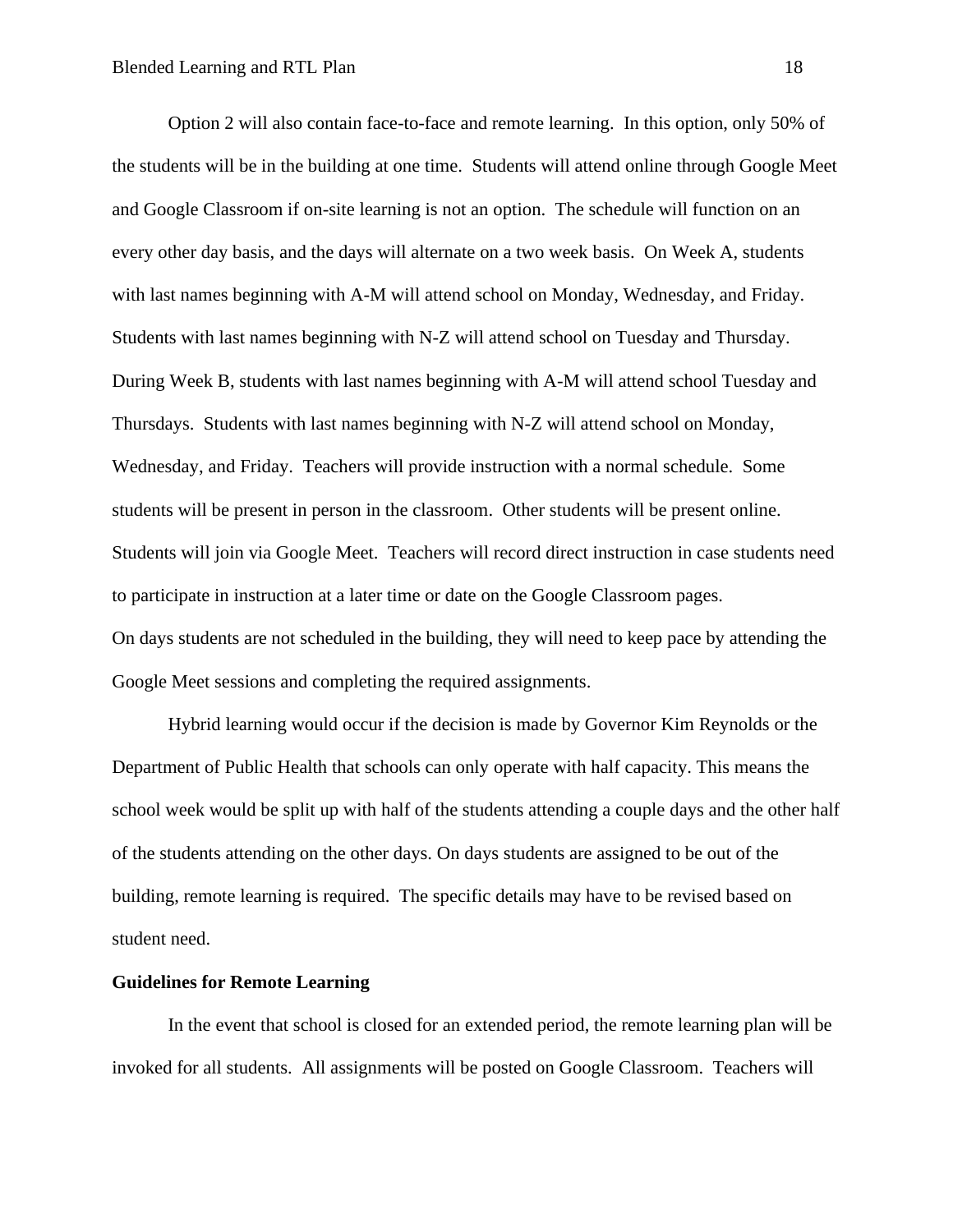Option 2 will also contain face-to-face and remote learning. In this option, only 50% of the students will be in the building at one time. Students will attend online through Google Meet and Google Classroom if on-site learning is not an option. The schedule will function on an every other day basis, and the days will alternate on a two week basis. On Week A, students with last names beginning with A-M will attend school on Monday, Wednesday, and Friday. Students with last names beginning with N-Z will attend school on Tuesday and Thursday. During Week B, students with last names beginning with A-M will attend school Tuesday and Thursdays. Students with last names beginning with N-Z will attend school on Monday, Wednesday, and Friday. Teachers will provide instruction with a normal schedule. Some students will be present in person in the classroom. Other students will be present online. Students will join via Google Meet. Teachers will record direct instruction in case students need to participate in instruction at a later time or date on the Google Classroom pages.
On days students are not scheduled in the building, they will need to keep pace by attending the Google Meet sessions and completing the required assignments.

Hybrid learning would occur if the decision is made by Governor Kim Reynolds or the Department of Public Health that schools can only operate with half capacity. This means the school week would be split up with half of the students attending a couple days and the other half of the students attending on the other days. On days students are assigned to be out of the building, remote learning is required. The specific details may have to be revised based on student need.

**Guidelines for Remote Learning**

In the event that school is closed for an extended period, the remote learning plan will be invoked for all students. All assignments will be posted on Google Classroom. Teachers will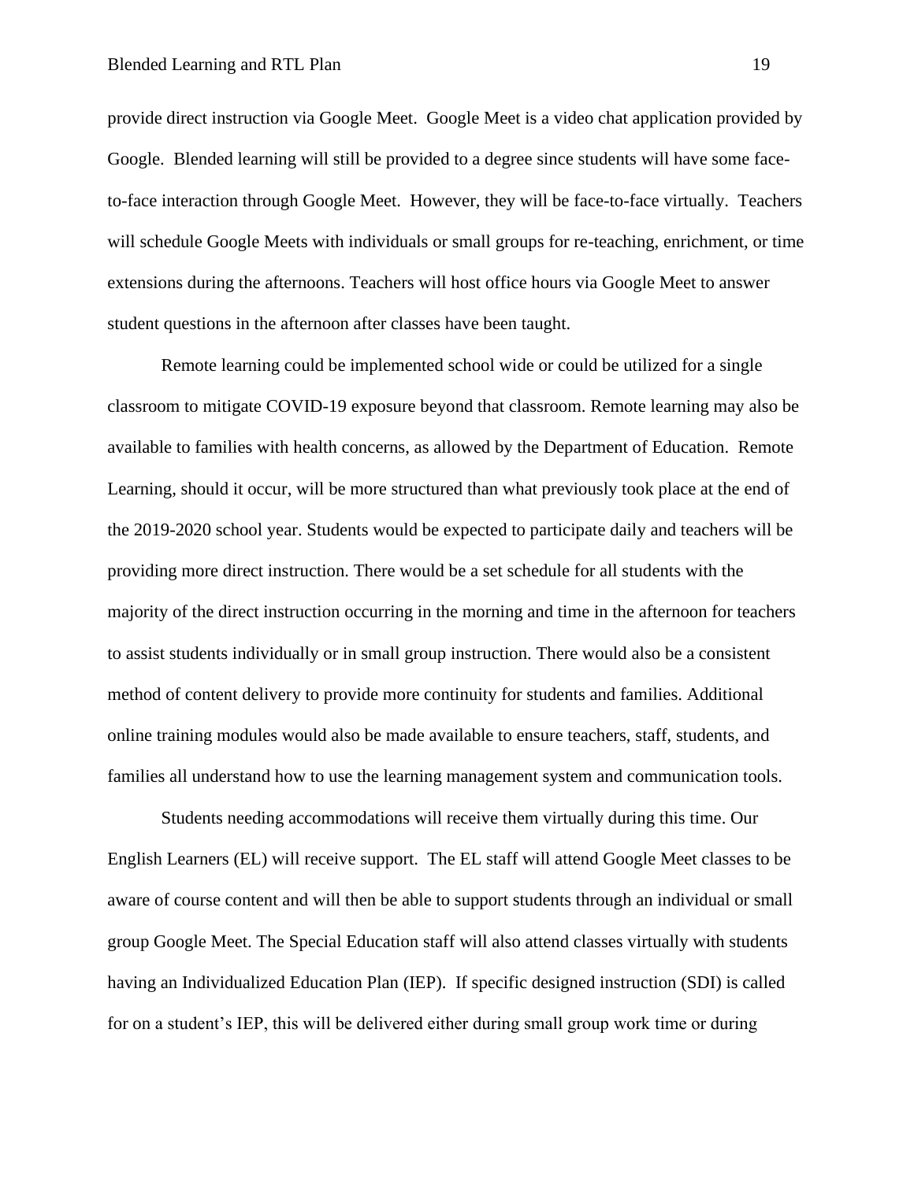provide direct instruction via Google Meet. Google Meet is a video chat application provided by Google. Blended learning will still be provided to a degree since students will have some face-to-face interaction through Google Meet. However, they will be face-to-face virtually. Teachers will schedule Google Meets with individuals or small groups for re-teaching, enrichment, or time extensions during the afternoons. Teachers will host office hours via Google Meet to answer student questions in the afternoon after classes have been taught.

Remote learning could be implemented school wide or could be utilized for a single classroom to mitigate COVID-19 exposure beyond that classroom. Remote learning may also be available to families with health concerns, as allowed by the Department of Education. Remote Learning, should it occur, will be more structured than what previously took place at the end of the 2019-2020 school year. Students would be expected to participate daily and teachers will be providing more direct instruction. There would be a set schedule for all students with the majority of the direct instruction occurring in the morning and time in the afternoon for teachers to assist students individually or in small group instruction. There would also be a consistent method of content delivery to provide more continuity for students and families. Additional online training modules would also be made available to ensure teachers, staff, students, and families all understand how to use the learning management system and communication tools.

Students needing accommodations will receive them virtually during this time. Our English Learners (EL) will receive support. The EL staff will attend Google Meet classes to be aware of course content and will then be able to support students through an individual or small group Google Meet. The Special Education staff will also attend classes virtually with students having an Individualized Education Plan (IEP). If specific designed instruction (SDI) is called for on a student's IEP, this will be delivered either during small group work time or during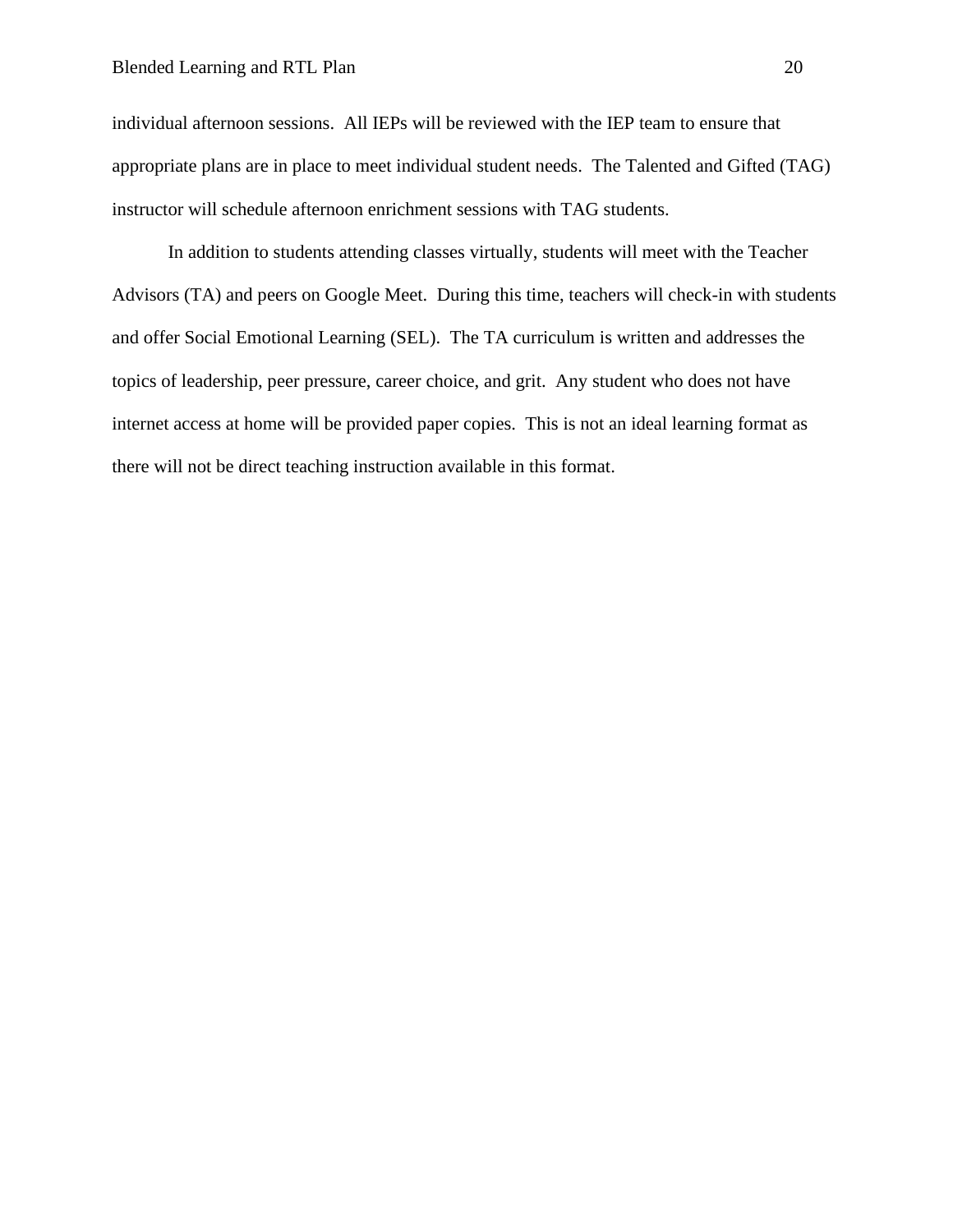individual afternoon sessions. All IEPs will be reviewed with the IEP team to ensure that appropriate plans are in place to meet individual student needs. The Talented and Gifted (TAG) instructor will schedule afternoon enrichment sessions with TAG students.

In addition to students attending classes virtually, students will meet with the Teacher Advisors (TA) and peers on Google Meet. During this time, teachers will check-in with students and offer Social Emotional Learning (SEL). The TA curriculum is written and addresses the topics of leadership, peer pressure, career choice, and grit. Any student who does not have internet access at home will be provided paper copies. This is not an ideal learning format as there will not be direct teaching instruction available in this format.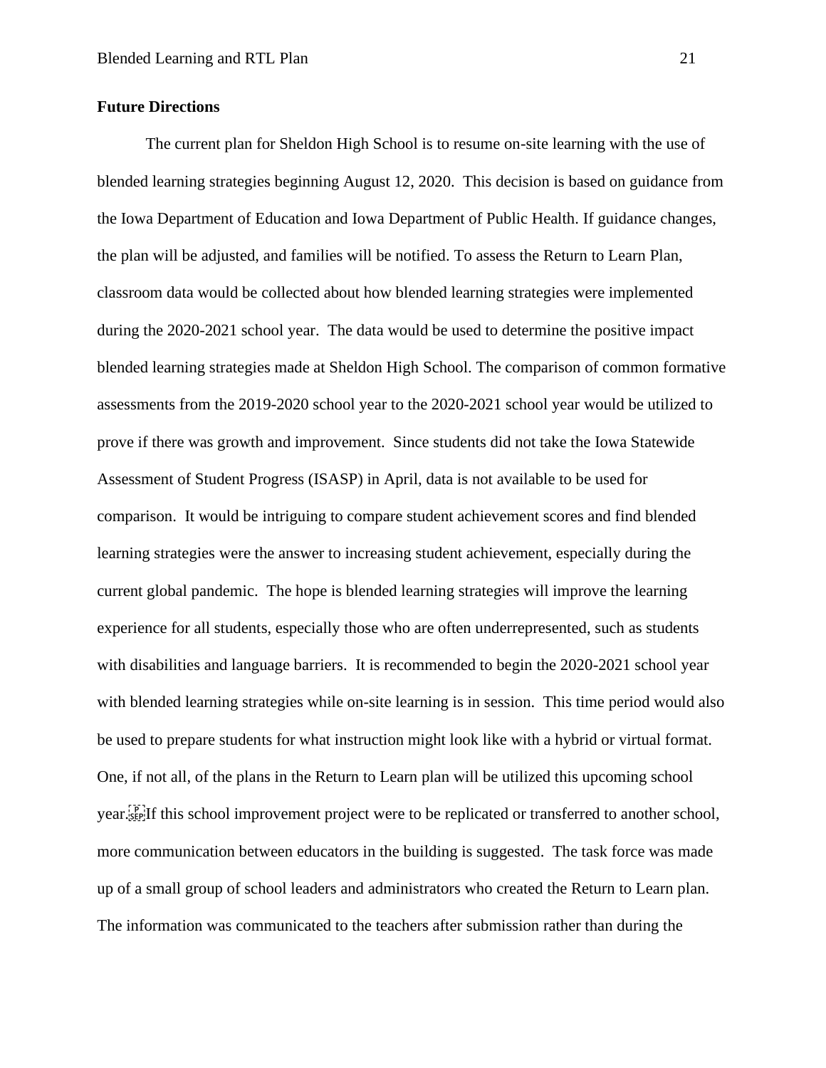**Future Directions**

The current plan for Sheldon High School is to resume on-site learning with the use of blended learning strategies beginning August 12, 2020. This decision is based on guidance from the Iowa Department of Education and Iowa Department of Public Health. If guidance changes, the plan will be adjusted, and families will be notified. To assess the Return to Learn Plan, classroom data would be collected about how blended learning strategies were implemented during the 2020-2021 school year. The data would be used to determine the positive impact blended learning strategies made at Sheldon High School. The comparison of common formative assessments from the 2019-2020 school year to the 2020-2021 school year would be utilized to prove if there was growth and improvement. Since students did not take the Iowa Statewide Assessment of Student Progress (ISASP) in April, data is not available to be used for comparison. It would be intriguing to compare student achievement scores and find blended learning strategies were the answer to increasing student achievement, especially during the current global pandemic. The hope is blended learning strategies will improve the learning experience for all students, especially those who are often underrepresented, such as students with disabilities and language barriers. It is recommended to begin the 2020-2021 school year with blended learning strategies while on-site learning is in session. This time period would also be used to prepare students for what instruction might look like with a hybrid or virtual format. One, if not all, of the plans in the Return to Learn plan will be utilized this upcoming school year. If this school improvement project were to be replicated or transferred to another school, more communication between educators in the building is suggested. The task force was made up of a small group of school leaders and administrators who created the Return to Learn plan. The information was communicated to the teachers after submission rather than during the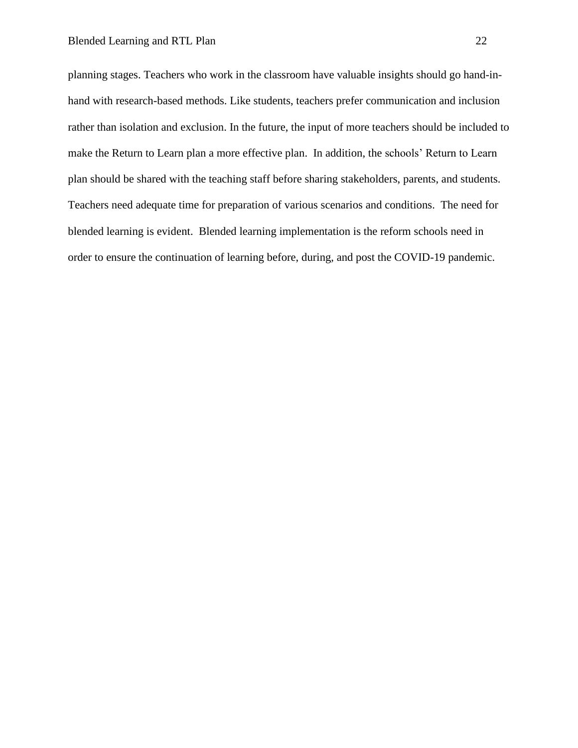planning stages. Teachers who work in the classroom have valuable insights should go hand-in-hand with research-based methods. Like students, teachers prefer communication and inclusion rather than isolation and exclusion. In the future, the input of more teachers should be included to make the Return to Learn plan a more effective plan. In addition, the schools' Return to Learn plan should be shared with the teaching staff before sharing stakeholders, parents, and students. Teachers need adequate time for preparation of various scenarios and conditions. The need for blended learning is evident. Blended learning implementation is the reform schools need in order to ensure the continuation of learning before, during, and post the COVID-19 pandemic.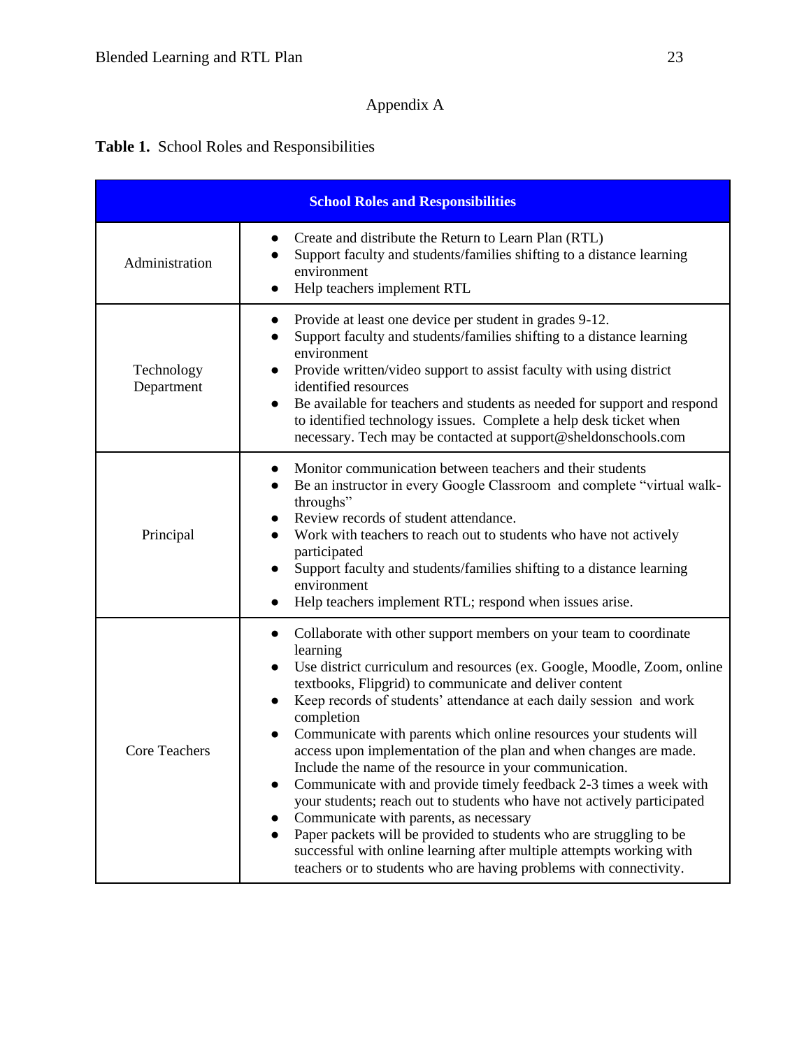Appendix A

**Table 1.** School Roles and Responsibilities

| School Roles and Responsibilities | |
|---|---|
| Administration | • Create and distribute the Return to Learn Plan (RTL)<br>• Support faculty and students/families shifting to a distance learning environment<br>• Help teachers implement RTL |
| Technology Department | • Provide at least one device per student in grades 9-12.<br>• Support faculty and students/families shifting to a distance learning environment<br>• Provide written/video support to assist faculty with using district identified resources<br>• Be available for teachers and students as needed for support and respond to identified technology issues. Complete a help desk ticket when necessary. Tech may be contacted at support@sheldonschools.com |
| Principal | • Monitor communication between teachers and their students<br>• Be an instructor in every Google Classroom and complete "virtual walk-throughs"<br>• Review records of student attendance.<br>• Work with teachers to reach out to students who have not actively participated<br>• Support faculty and students/families shifting to a distance learning environment<br>• Help teachers implement RTL; respond when issues arise. |
| Core Teachers | • Collaborate with other support members on your team to coordinate learning<br>• Use district curriculum and resources (ex. Google, Moodle, Zoom, online textbooks, Flipgrid) to communicate and deliver content<br>• Keep records of students' attendance at each daily session and work completion<br>• Communicate with parents which online resources your students will access upon implementation of the plan and when changes are made. Include the name of the resource in your communication.<br>• Communicate with and provide timely feedback 2-3 times a week with your students; reach out to students who have not actively participated<br>• Communicate with parents, as necessary<br>• Paper packets will be provided to students who are struggling to be successful with online learning after multiple attempts working with teachers or to students who are having problems with connectivity. |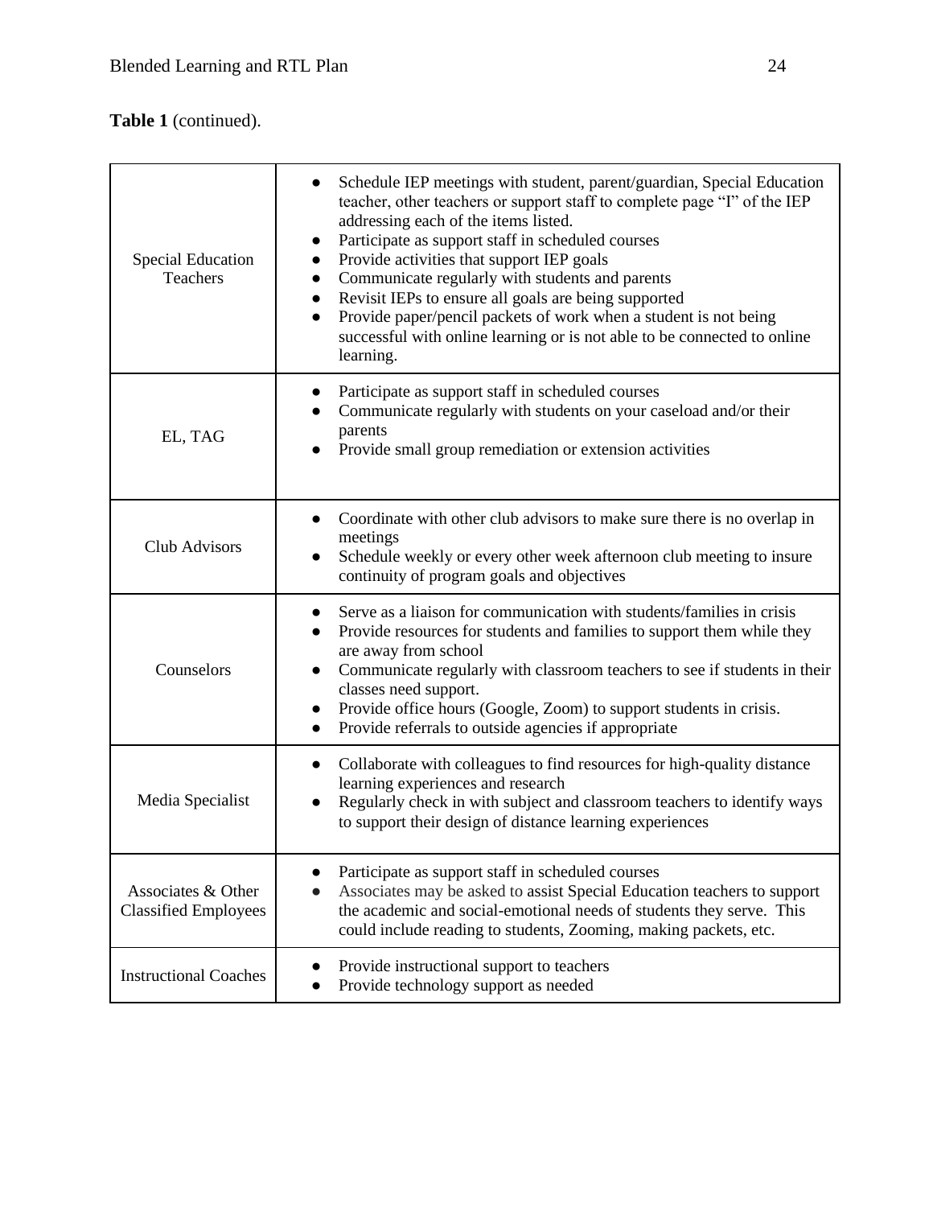**Table 1** (continued).

| | |
|---|---|
| Special Education Teachers | • Schedule IEP meetings with student, parent/guardian, Special Education teacher, other teachers or support staff to complete page "I" of the IEP addressing each of the items listed.<br>• Participate as support staff in scheduled courses<br>• Provide activities that support IEP goals<br>• Communicate regularly with students and parents<br>• Revisit IEPs to ensure all goals are being supported<br>• Provide paper/pencil packets of work when a student is not being successful with online learning or is not able to be connected to online learning. |
| EL, TAG | • Participate as support staff in scheduled courses<br>• Communicate regularly with students on your caseload and/or their parents<br>• Provide small group remediation or extension activities |
| Club Advisors | • Coordinate with other club advisors to make sure there is no overlap in meetings<br>• Schedule weekly or every other week afternoon club meeting to insure continuity of program goals and objectives |
| Counselors | • Serve as a liaison for communication with students/families in crisis<br>• Provide resources for students and families to support them while they are away from school<br>• Communicate regularly with classroom teachers to see if students in their classes need support.<br>• Provide office hours (Google, Zoom) to support students in crisis.<br>• Provide referrals to outside agencies if appropriate |
| Media Specialist | • Collaborate with colleagues to find resources for high-quality distance learning experiences and research<br>• Regularly check in with subject and classroom teachers to identify ways to support their design of distance learning experiences |
| Associates & Other Classified Employees | • Participate as support staff in scheduled courses<br>• Associates may be asked to assist Special Education teachers to support the academic and social-emotional needs of students they serve. This could include reading to students, Zooming, making packets, etc. |
| Instructional Coaches | • Provide instructional support to teachers<br>• Provide technology support as needed |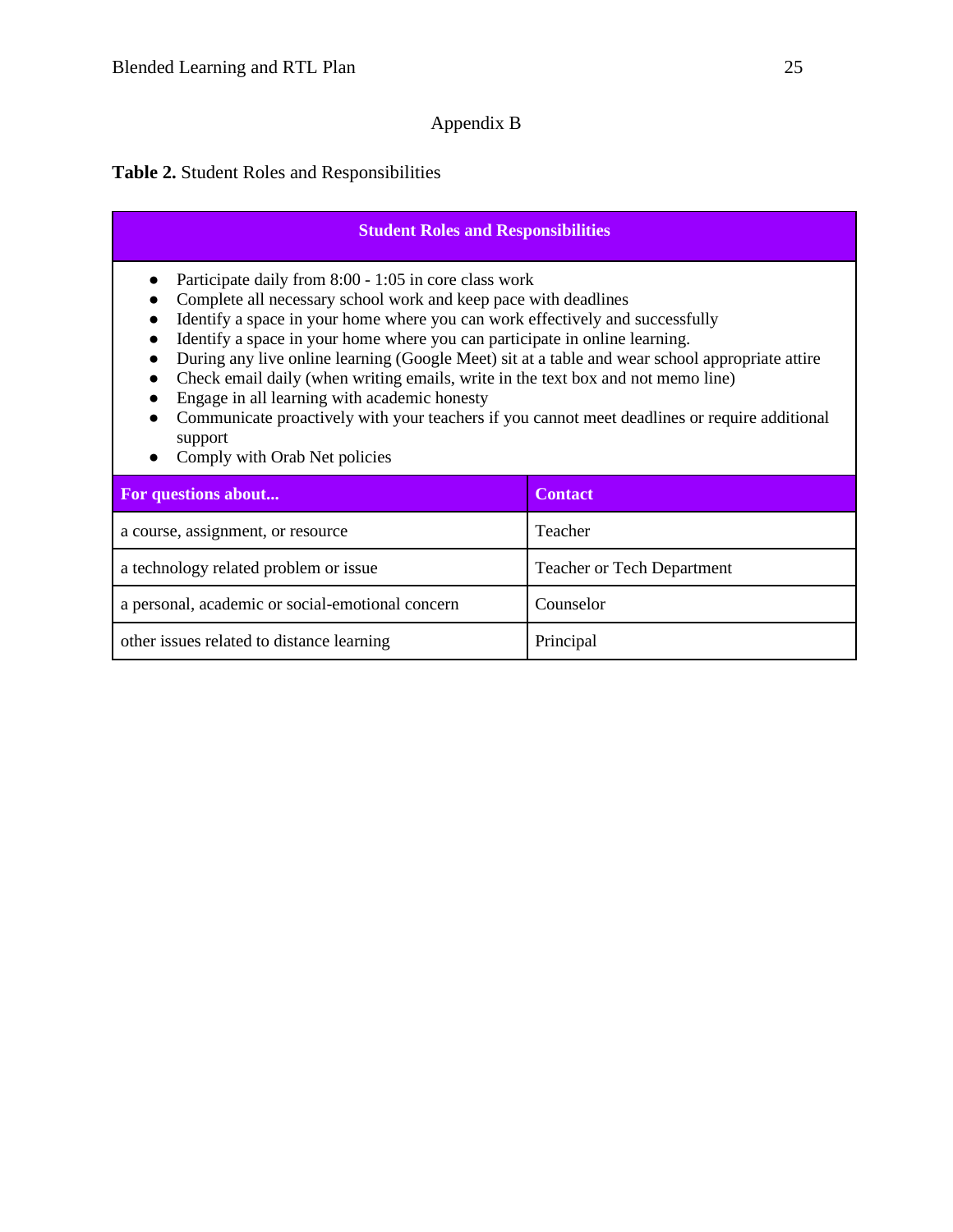## Appendix B

**Table 2.** Student Roles and Responsibilities

| Student Roles and Responsibilities | |
|---|---|
| <ul><li>Participate daily from 8:00 - 1:05 in core class work</li><li>Complete all necessary school work and keep pace with deadlines</li><li>Identify a space in your home where you can work effectively and successfully</li><li>Identify a space in your home where you can participate in online learning.</li><li>During any live online learning (Google Meet) sit at a table and wear school appropriate attire</li><li>Check email daily (when writing emails, write in the text box and not memo line)</li><li>Engage in all learning with academic honesty</li><li>Communicate proactively with your teachers if you cannot meet deadlines or require additional support</li><li>Comply with Orab Net policies</li></ul> | |
| **For questions about...** | **Contact** |
| a course, assignment, or resource | Teacher |
| a technology related problem or issue | Teacher or Tech Department |
| a personal, academic or social-emotional concern | Counselor |
| other issues related to distance learning | Principal |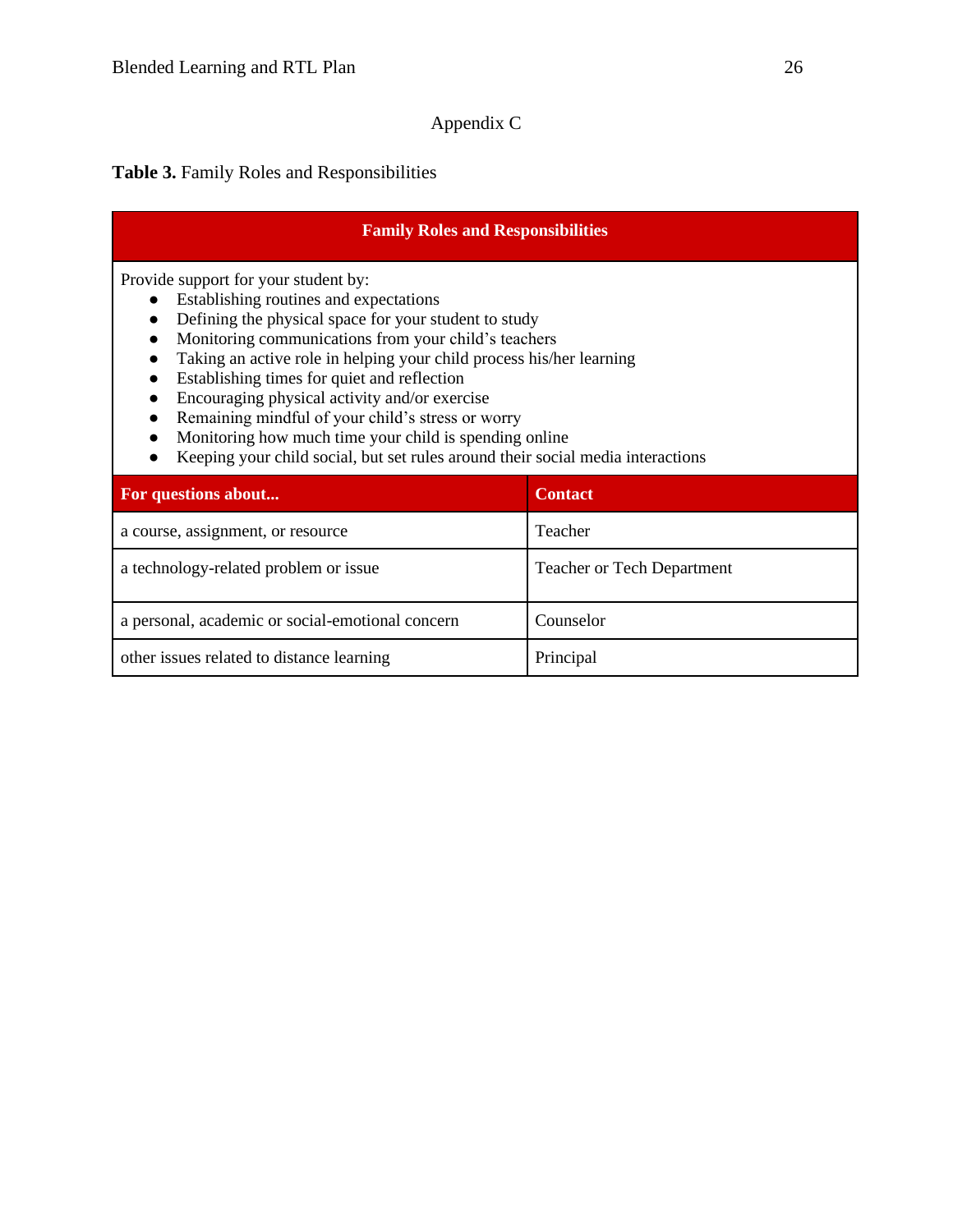# Appendix C

**Table 3.** Family Roles and Responsibilities

**Family Roles and Responsibilities**

Provide support for your student by:

- Establishing routines and expectations
- Defining the physical space for your student to study
- Monitoring communications from your child's teachers
- Taking an active role in helping your child process his/her learning
- Establishing times for quiet and reflection
- Encouraging physical activity and/or exercise
- Remaining mindful of your child's stress or worry
- Monitoring how much time your child is spending online
- Keeping your child social, but set rules around their social media interactions

| For questions about... | Contact |
|---|---|
| a course, assignment, or resource | Teacher |
| a technology-related problem or issue | Teacher or Tech Department |
| a personal, academic or social-emotional concern | Counselor |
| other issues related to distance learning | Principal |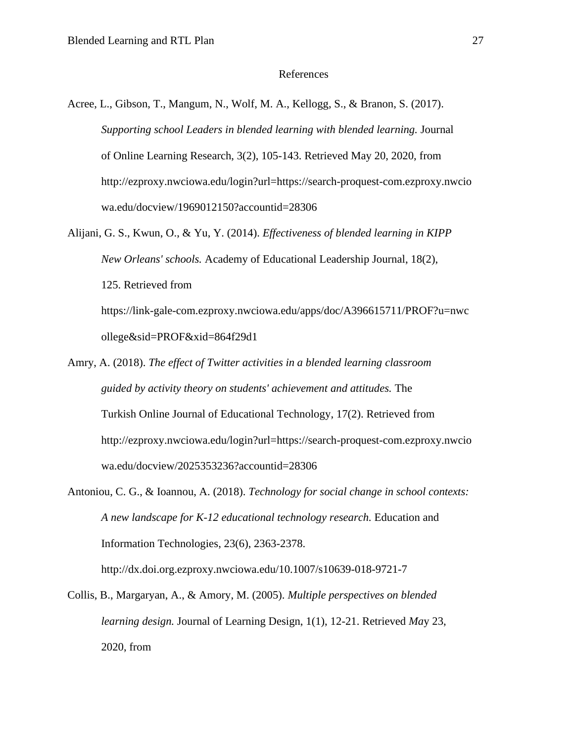# References

Acree, L., Gibson, T., Mangum, N., Wolf, M. A., Kellogg, S., & Branon, S. (2017). *Supporting school Leaders in blended learning with blended learning.* Journal of Online Learning Research, 3(2), 105-143. Retrieved May 20, 2020, from http://ezproxy.nwciowa.edu/login?url=https://search-proquest-com.ezproxy.nwciowa.edu/docview/1969012150?accountid=28306

Alijani, G. S., Kwun, O., & Yu, Y. (2014). *Effectiveness of blended learning in KIPP New Orleans' schools.* Academy of Educational Leadership Journal, 18(2), 125. Retrieved from https://link-gale-com.ezproxy.nwciowa.edu/apps/doc/A396615711/PROF?u=nwcollege&sid=PROF&xid=864f29d1

Amry, A. (2018). *The effect of Twitter activities in a blended learning classroom guided by activity theory on students' achievement and attitudes.* The Turkish Online Journal of Educational Technology, 17(2). Retrieved from http://ezproxy.nwciowa.edu/login?url=https://search-proquest-com.ezproxy.nwciowa.edu/docview/2025353236?accountid=28306

Antoniou, C. G., & Ioannou, A. (2018). *Technology for social change in school contexts: A new landscape for K-12 educational technology research.* Education and Information Technologies, 23(6), 2363-2378. http://dx.doi.org.ezproxy.nwciowa.edu/10.1007/s10639-018-9721-7

Collis, B., Margaryan, A., & Amory, M. (2005). *Multiple perspectives on blended learning design.* Journal of Learning Design, 1(1), 12-21. Retrieved May 23, 2020, from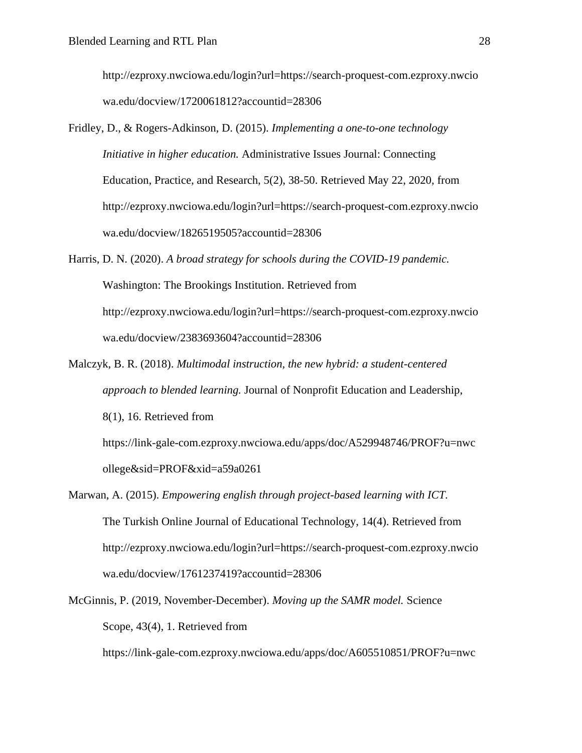http://ezproxy.nwciowa.edu/login?url=https://search-proquest-com.ezproxy.nwciowa.edu/docview/1720061812?accountid=28306

Fridley, D., & Rogers-Adkinson, D. (2015). *Implementing a one-to-one technology Initiative in higher education.* Administrative Issues Journal: Connecting Education, Practice, and Research, 5(2), 38-50. Retrieved May 22, 2020, from http://ezproxy.nwciowa.edu/login?url=https://search-proquest-com.ezproxy.nwciowa.edu/docview/1826519505?accountid=28306

Harris, D. N. (2020). *A broad strategy for schools during the COVID-19 pandemic.* Washington: The Brookings Institution. Retrieved from http://ezproxy.nwciowa.edu/login?url=https://search-proquest-com.ezproxy.nwciowa.edu/docview/2383693604?accountid=28306

Malczyk, B. R. (2018). *Multimodal instruction, the new hybrid: a student-centered approach to blended learning.* Journal of Nonprofit Education and Leadership, 8(1), 16. Retrieved from https://link-gale-com.ezproxy.nwciowa.edu/apps/doc/A529948746/PROF?u=nwcollege&sid=PROF&xid=a59a0261

Marwan, A. (2015). *Empowering english through project-based learning with ICT.* The Turkish Online Journal of Educational Technology, 14(4). Retrieved from http://ezproxy.nwciowa.edu/login?url=https://search-proquest-com.ezproxy.nwciowa.edu/docview/1761237419?accountid=28306

McGinnis, P. (2019, November-December). *Moving up the SAMR model.* Science Scope, 43(4), 1. Retrieved from https://link-gale-com.ezproxy.nwciowa.edu/apps/doc/A605510851/PROF?u=nwc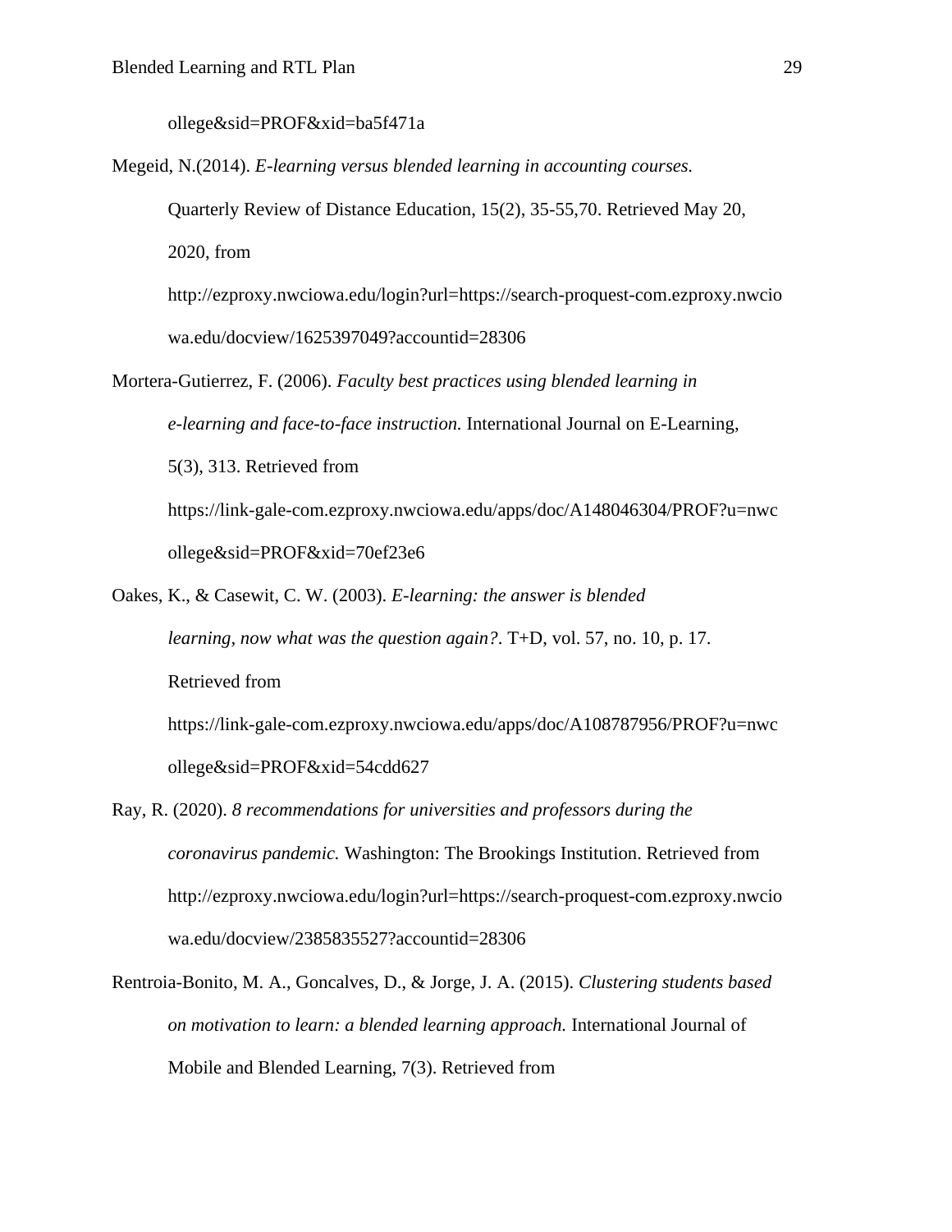ollege&sid=PROF&xid=ba5f471a

Megeid, N.(2014). *E-learning versus blended learning in accounting courses.* Quarterly Review of Distance Education, 15(2), 35-55,70. Retrieved May 20, 2020, from http://ezproxy.nwciowa.edu/login?url=https://search-proquest-com.ezproxy.nwciowa.edu/docview/1625397049?accountid=28306

Mortera-Gutierrez, F. (2006). *Faculty best practices using blended learning in e-learning and face-to-face instruction.* International Journal on E-Learning, 5(3), 313. Retrieved from https://link-gale-com.ezproxy.nwciowa.edu/apps/doc/A148046304/PROF?u=nwcollege&sid=PROF&xid=70ef23e6

Oakes, K., & Casewit, C. W. (2003). *E-learning: the answer is blended learning, now what was the question again?*. T+D, vol. 57, no. 10, p. 17. Retrieved from https://link-gale-com.ezproxy.nwciowa.edu/apps/doc/A108787956/PROF?u=nwcollege&sid=PROF&xid=54cdd627

Ray, R. (2020). *8 recommendations for universities and professors during the coronavirus pandemic.* Washington: The Brookings Institution. Retrieved from http://ezproxy.nwciowa.edu/login?url=https://search-proquest-com.ezproxy.nwciowa.edu/docview/2385835527?accountid=28306

Rentroia-Bonito, M. A., Goncalves, D., & Jorge, J. A. (2015). *Clustering students based on motivation to learn: a blended learning approach.* International Journal of Mobile and Blended Learning, 7(3). Retrieved from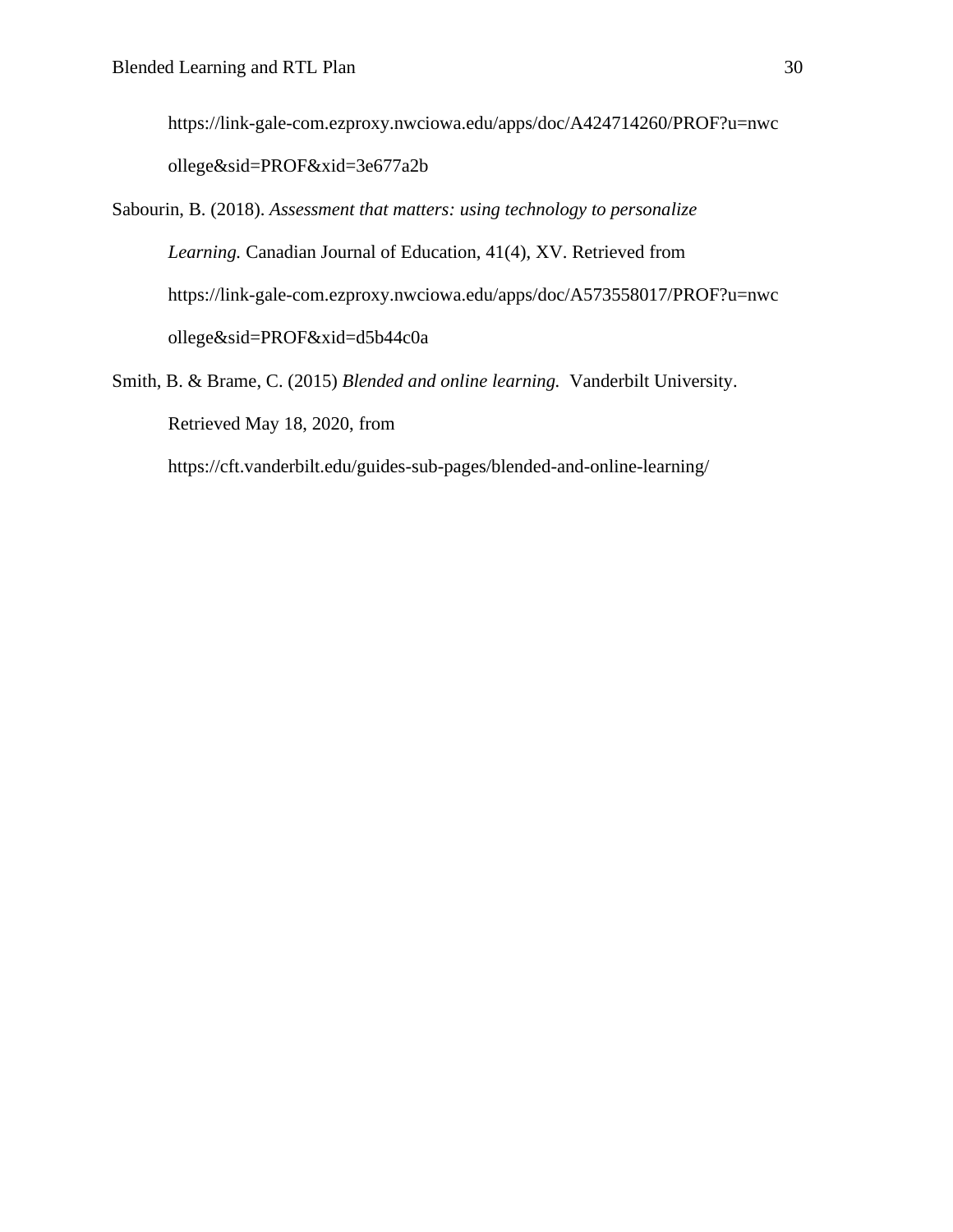https://link-gale-com.ezproxy.nwciowa.edu/apps/doc/A424714260/PROF?u=nwcollege&sid=PROF&xid=3e677a2b

Sabourin, B. (2018). *Assessment that matters: using technology to personalize Learning.* Canadian Journal of Education, 41(4), XV. Retrieved from https://link-gale-com.ezproxy.nwciowa.edu/apps/doc/A573558017/PROF?u=nwcollege&sid=PROF&xid=d5b44c0a

Smith, B. & Brame, C. (2015) *Blended and online learning.* Vanderbilt University. Retrieved May 18, 2020, from https://cft.vanderbilt.edu/guides-sub-pages/blended-and-online-learning/